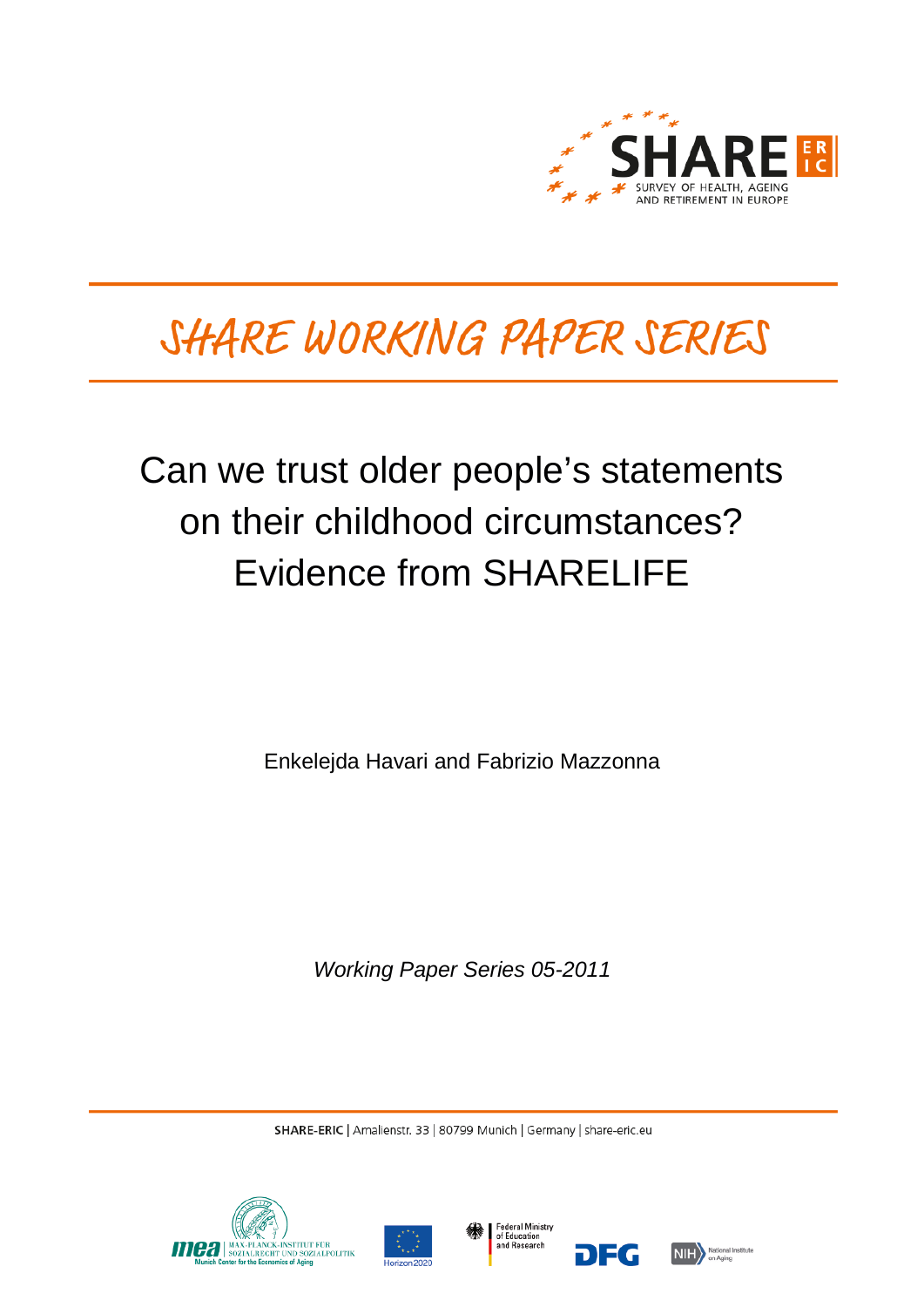SHARE
SURVEY OF HEALTH, AGEING AND RETIREMENT IN EUROPE

# SHARE WORKING PAPER SERIES

# Can we trust older people's statements on their childhood circumstances? Evidence from SHARELIFE

Enkelejda Havari and Fabrizio Mazzonna

*Working Paper Series 05-2011*

SHARE-ERIC | Amalienstr. 33 | 80799 Munich | Germany | share-eric.eu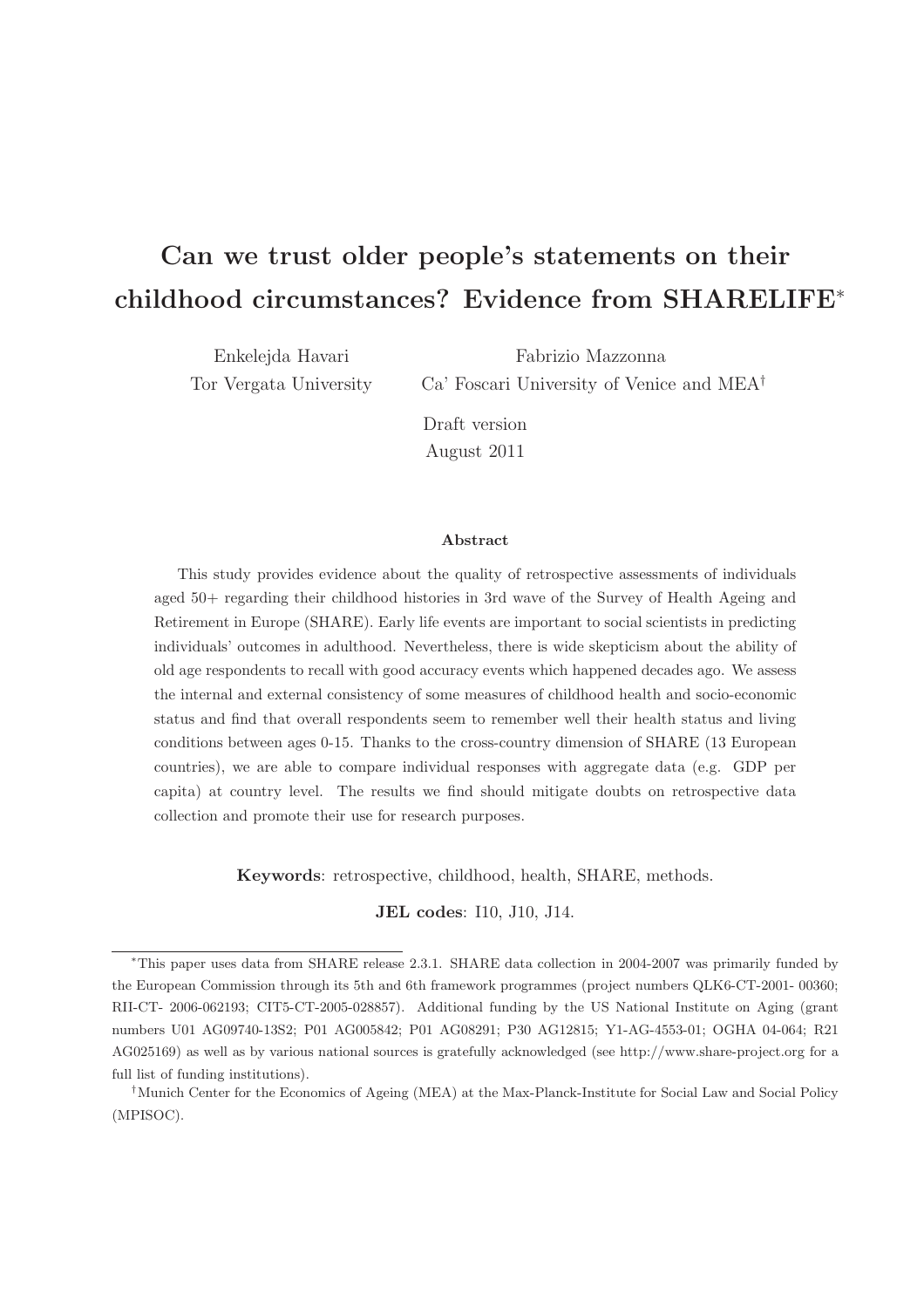# Can we trust older people's statements on their childhood circumstances? Evidence from SHARELIFE*

Enkelejda Havari
Tor Vergata University

Fabrizio Mazzonna
Ca' Foscari University of Venice and MEA†

Draft version
August 2011

**Abstract**

This study provides evidence about the quality of retrospective assessments of individuals aged 50+ regarding their childhood histories in 3rd wave of the Survey of Health Ageing and Retirement in Europe (SHARE). Early life events are important to social scientists in predicting individuals' outcomes in adulthood. Nevertheless, there is wide skepticism about the ability of old age respondents to recall with good accuracy events which happened decades ago. We assess the internal and external consistency of some measures of childhood health and socio-economic status and find that overall respondents seem to remember well their health status and living conditions between ages 0-15. Thanks to the cross-country dimension of SHARE (13 European countries), we are able to compare individual responses with aggregate data (e.g. GDP per capita) at country level. The results we find should mitigate doubts on retrospective data collection and promote their use for research purposes.

**Keywords**: retrospective, childhood, health, SHARE, methods.

**JEL codes**: I10, J10, J14.

---

*This paper uses data from SHARE release 2.3.1. SHARE data collection in 2004-2007 was primarily funded by the European Commission through its 5th and 6th framework programmes (project numbers QLK6-CT-2001- 00360; RII-CT- 2006-062193; CIT5-CT-2005-028857). Additional funding by the US National Institute on Aging (grant numbers U01 AG09740-13S2; P01 AG005842; P01 AG08291; P30 AG12815; Y1-AG-4553-01; OGHA 04-064; R21 AG025169) as well as by various national sources is gratefully acknowledged (see http://www.share-project.org for a full list of funding institutions).

†Munich Center for the Economics of Ageing (MEA) at the Max-Planck-Institute for Social Law and Social Policy (MPISOC).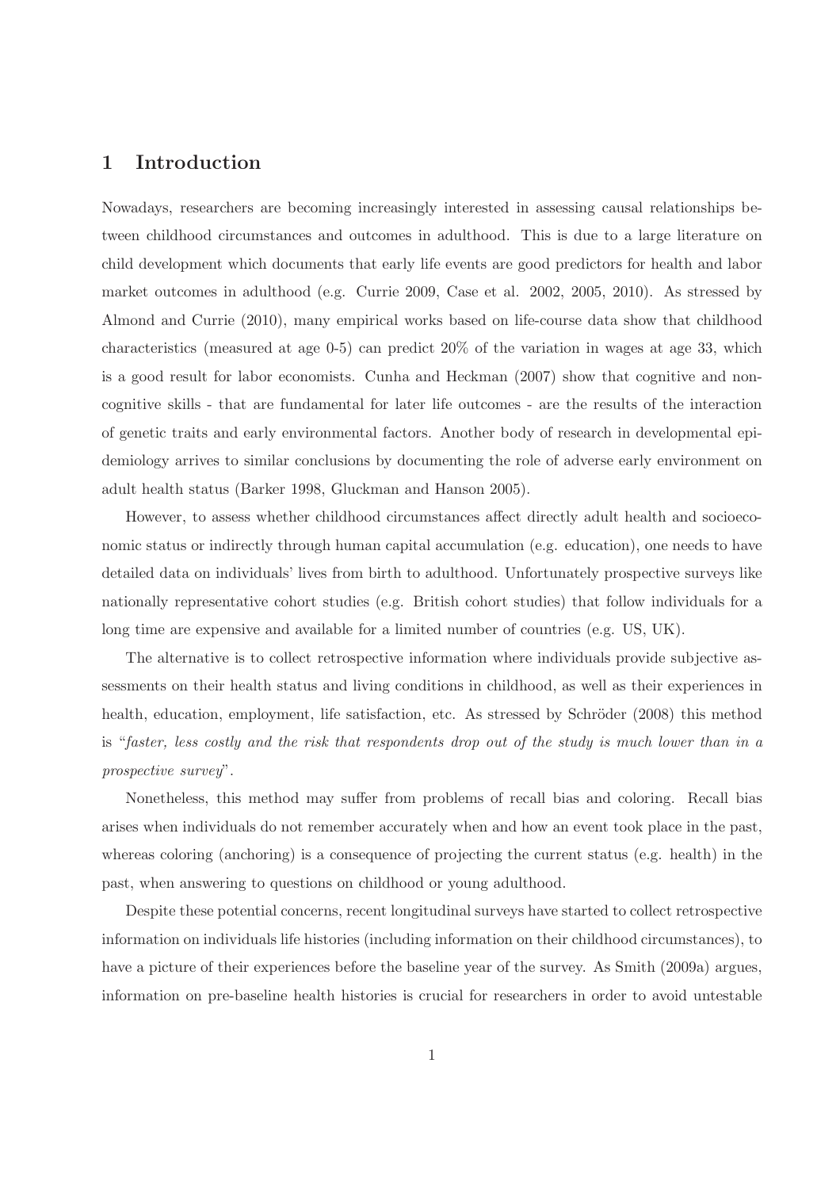# 1 Introduction

Nowadays, researchers are becoming increasingly interested in assessing causal relationships between childhood circumstances and outcomes in adulthood. This is due to a large literature on child development which documents that early life events are good predictors for health and labor market outcomes in adulthood (e.g. Currie 2009, Case et al. 2002, 2005, 2010). As stressed by Almond and Currie (2010), many empirical works based on life-course data show that childhood characteristics (measured at age 0-5) can predict 20% of the variation in wages at age 33, which is a good result for labor economists. Cunha and Heckman (2007) show that cognitive and non-cognitive skills - that are fundamental for later life outcomes - are the results of the interaction of genetic traits and early environmental factors. Another body of research in developmental epidemiology arrives to similar conclusions by documenting the role of adverse early environment on adult health status (Barker 1998, Gluckman and Hanson 2005).

However, to assess whether childhood circumstances affect directly adult health and socioeconomic status or indirectly through human capital accumulation (e.g. education), one needs to have detailed data on individuals' lives from birth to adulthood. Unfortunately prospective surveys like nationally representative cohort studies (e.g. British cohort studies) that follow individuals for a long time are expensive and available for a limited number of countries (e.g. US, UK).

The alternative is to collect retrospective information where individuals provide subjective assessments on their health status and living conditions in childhood, as well as their experiences in health, education, employment, life satisfaction, etc. As stressed by Schröder (2008) this method is "*faster, less costly and the risk that respondents drop out of the study is much lower than in a prospective survey*".

Nonetheless, this method may suffer from problems of recall bias and coloring. Recall bias arises when individuals do not remember accurately when and how an event took place in the past, whereas coloring (anchoring) is a consequence of projecting the current status (e.g. health) in the past, when answering to questions on childhood or young adulthood.

Despite these potential concerns, recent longitudinal surveys have started to collect retrospective information on individuals life histories (including information on their childhood circumstances), to have a picture of their experiences before the baseline year of the survey. As Smith (2009a) argues, information on pre-baseline health histories is crucial for researchers in order to avoid untestable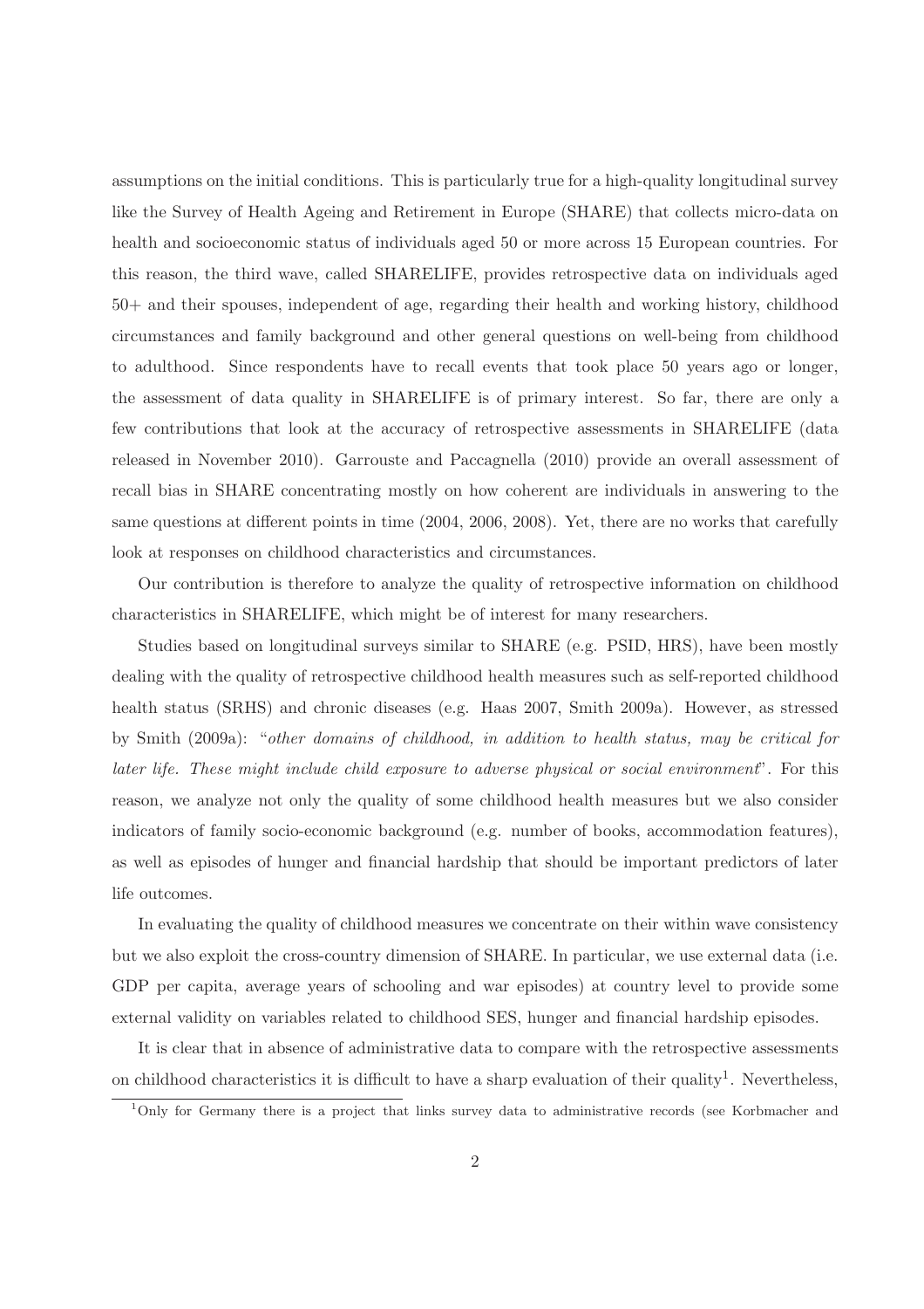assumptions on the initial conditions. This is particularly true for a high-quality longitudinal survey like the Survey of Health Ageing and Retirement in Europe (SHARE) that collects micro-data on health and socioeconomic status of individuals aged 50 or more across 15 European countries. For this reason, the third wave, called SHARELIFE, provides retrospective data on individuals aged 50+ and their spouses, independent of age, regarding their health and working history, childhood circumstances and family background and other general questions on well-being from childhood to adulthood. Since respondents have to recall events that took place 50 years ago or longer, the assessment of data quality in SHARELIFE is of primary interest. So far, there are only a few contributions that look at the accuracy of retrospective assessments in SHARELIFE (data released in November 2010). Garrouste and Paccagnella (2010) provide an overall assessment of recall bias in SHARE concentrating mostly on how coherent are individuals in answering to the same questions at different points in time (2004, 2006, 2008). Yet, there are no works that carefully look at responses on childhood characteristics and circumstances.

Our contribution is therefore to analyze the quality of retrospective information on childhood characteristics in SHARELIFE, which might be of interest for many researchers.

Studies based on longitudinal surveys similar to SHARE (e.g. PSID, HRS), have been mostly dealing with the quality of retrospective childhood health measures such as self-reported childhood health status (SRHS) and chronic diseases (e.g. Haas 2007, Smith 2009a). However, as stressed by Smith (2009a): "*other domains of childhood, in addition to health status, may be critical for later life. These might include child exposure to adverse physical or social environment*". For this reason, we analyze not only the quality of some childhood health measures but we also consider indicators of family socio-economic background (e.g. number of books, accommodation features), as well as episodes of hunger and financial hardship that should be important predictors of later life outcomes.

In evaluating the quality of childhood measures we concentrate on their within wave consistency but we also exploit the cross-country dimension of SHARE. In particular, we use external data (i.e. GDP per capita, average years of schooling and war episodes) at country level to provide some external validity on variables related to childhood SES, hunger and financial hardship episodes.

It is clear that in absence of administrative data to compare with the retrospective assessments on childhood characteristics it is difficult to have a sharp evaluation of their quality[1]. Nevertheless,

[1] Only for Germany there is a project that links survey data to administrative records (see Korbmacher and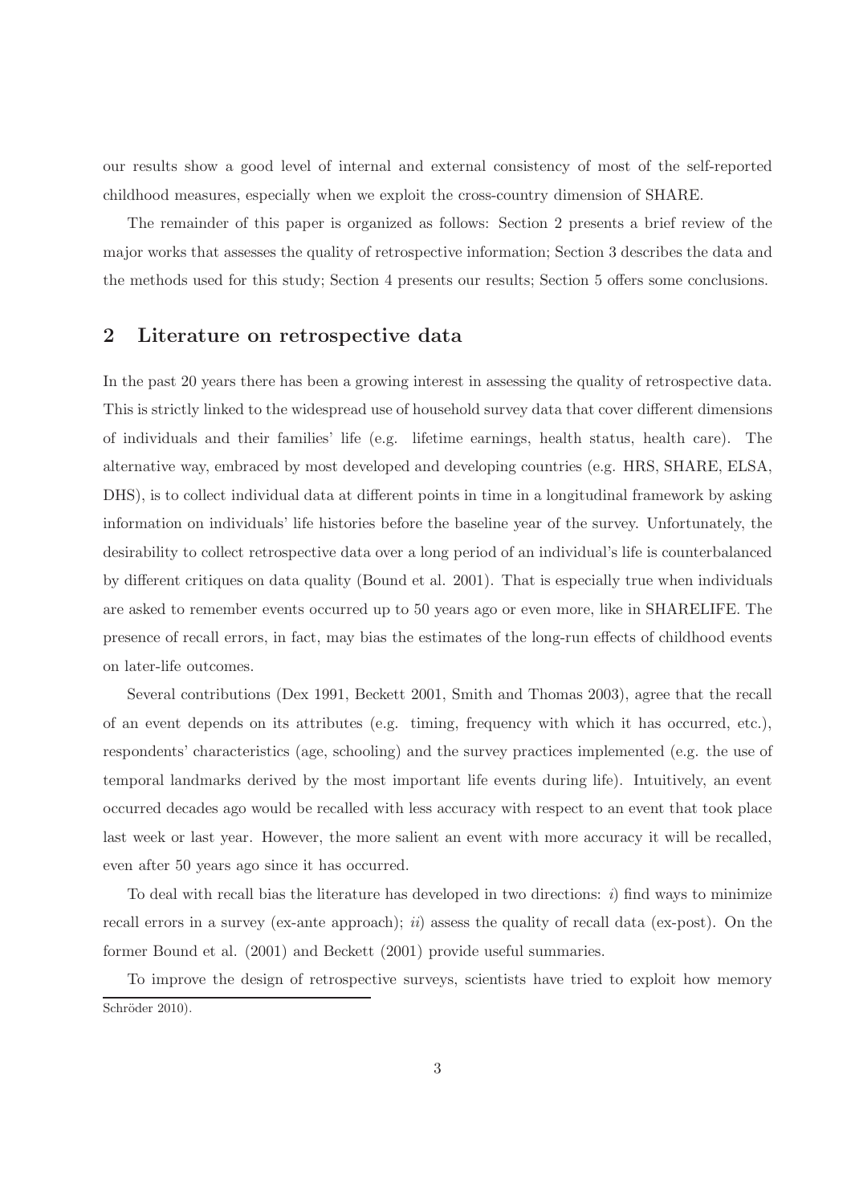our results show a good level of internal and external consistency of most of the self-reported childhood measures, especially when we exploit the cross-country dimension of SHARE.

The remainder of this paper is organized as follows: Section 2 presents a brief review of the major works that assesses the quality of retrospective information; Section 3 describes the data and the methods used for this study; Section 4 presents our results; Section 5 offers some conclusions.

## 2 Literature on retrospective data

In the past 20 years there has been a growing interest in assessing the quality of retrospective data. This is strictly linked to the widespread use of household survey data that cover different dimensions of individuals and their families' life (e.g. lifetime earnings, health status, health care). The alternative way, embraced by most developed and developing countries (e.g. HRS, SHARE, ELSA, DHS), is to collect individual data at different points in time in a longitudinal framework by asking information on individuals' life histories before the baseline year of the survey. Unfortunately, the desirability to collect retrospective data over a long period of an individual's life is counterbalanced by different critiques on data quality (Bound et al. 2001). That is especially true when individuals are asked to remember events occurred up to 50 years ago or even more, like in SHARELIFE. The presence of recall errors, in fact, may bias the estimates of the long-run effects of childhood events on later-life outcomes.

Several contributions (Dex 1991, Beckett 2001, Smith and Thomas 2003), agree that the recall of an event depends on its attributes (e.g. timing, frequency with which it has occurred, etc.), respondents' characteristics (age, schooling) and the survey practices implemented (e.g. the use of temporal landmarks derived by the most important life events during life). Intuitively, an event occurred decades ago would be recalled with less accuracy with respect to an event that took place last week or last year. However, the more salient an event with more accuracy it will be recalled, even after 50 years ago since it has occurred.

To deal with recall bias the literature has developed in two directions: *i*) find ways to minimize recall errors in a survey (ex-ante approach); *ii*) assess the quality of recall data (ex-post). On the former Bound et al. (2001) and Beckett (2001) provide useful summaries.

To improve the design of retrospective surveys, scientists have tried to exploit how memory

Schröder 2010).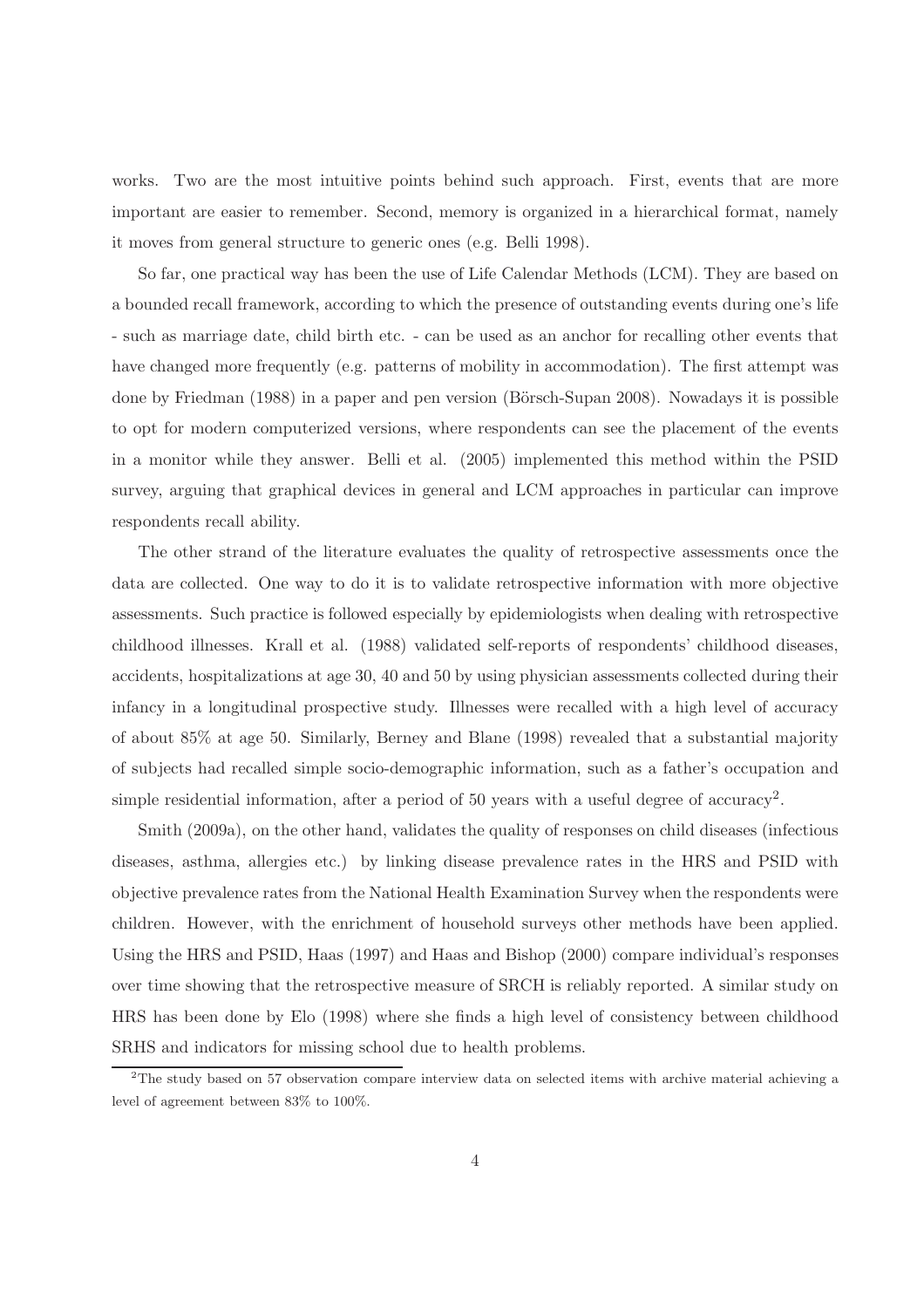works. Two are the most intuitive points behind such approach. First, events that are more important are easier to remember. Second, memory is organized in a hierarchical format, namely it moves from general structure to generic ones (e.g. Belli 1998).

So far, one practical way has been the use of Life Calendar Methods (LCM). They are based on a bounded recall framework, according to which the presence of outstanding events during one's life - such as marriage date, child birth etc. - can be used as an anchor for recalling other events that have changed more frequently (e.g. patterns of mobility in accommodation). The first attempt was done by Friedman (1988) in a paper and pen version (Börsch-Supan 2008). Nowadays it is possible to opt for modern computerized versions, where respondents can see the placement of the events in a monitor while they answer. Belli et al. (2005) implemented this method within the PSID survey, arguing that graphical devices in general and LCM approaches in particular can improve respondents recall ability.

The other strand of the literature evaluates the quality of retrospective assessments once the data are collected. One way to do it is to validate retrospective information with more objective assessments. Such practice is followed especially by epidemiologists when dealing with retrospective childhood illnesses. Krall et al. (1988) validated self-reports of respondents' childhood diseases, accidents, hospitalizations at age 30, 40 and 50 by using physician assessments collected during their infancy in a longitudinal prospective study. Illnesses were recalled with a high level of accuracy of about 85% at age 50. Similarly, Berney and Blane (1998) revealed that a substantial majority of subjects had recalled simple socio-demographic information, such as a father's occupation and simple residential information, after a period of 50 years with a useful degree of accuracy[2].

Smith (2009a), on the other hand, validates the quality of responses on child diseases (infectious diseases, asthma, allergies etc.) by linking disease prevalence rates in the HRS and PSID with objective prevalence rates from the National Health Examination Survey when the respondents were children. However, with the enrichment of household surveys other methods have been applied. Using the HRS and PSID, Haas (1997) and Haas and Bishop (2000) compare individual's responses over time showing that the retrospective measure of SRCH is reliably reported. A similar study on HRS has been done by Elo (1998) where she finds a high level of consistency between childhood SRHS and indicators for missing school due to health problems.

[2] The study based on 57 observation compare interview data on selected items with archive material achieving a level of agreement between 83% to 100%.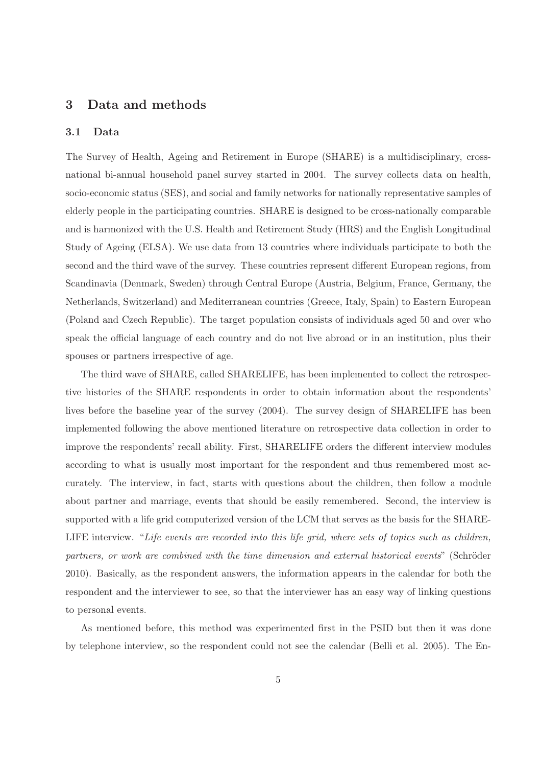## 3 Data and methods

### 3.1 Data

The Survey of Health, Ageing and Retirement in Europe (SHARE) is a multidisciplinary, cross-national bi-annual household panel survey started in 2004. The survey collects data on health, socio-economic status (SES), and social and family networks for nationally representative samples of elderly people in the participating countries. SHARE is designed to be cross-nationally comparable and is harmonized with the U.S. Health and Retirement Study (HRS) and the English Longitudinal Study of Ageing (ELSA). We use data from 13 countries where individuals participate to both the second and the third wave of the survey. These countries represent different European regions, from Scandinavia (Denmark, Sweden) through Central Europe (Austria, Belgium, France, Germany, the Netherlands, Switzerland) and Mediterranean countries (Greece, Italy, Spain) to Eastern European (Poland and Czech Republic). The target population consists of individuals aged 50 and over who speak the official language of each country and do not live abroad or in an institution, plus their spouses or partners irrespective of age.

The third wave of SHARE, called SHARELIFE, has been implemented to collect the retrospective histories of the SHARE respondents in order to obtain information about the respondents' lives before the baseline year of the survey (2004). The survey design of SHARELIFE has been implemented following the above mentioned literature on retrospective data collection in order to improve the respondents' recall ability. First, SHARELIFE orders the different interview modules according to what is usually most important for the respondent and thus remembered most accurately. The interview, in fact, starts with questions about the children, then follow a module about partner and marriage, events that should be easily remembered. Second, the interview is supported with a life grid computerized version of the LCM that serves as the basis for the SHARELIFE interview. "*Life events are recorded into this life grid, where sets of topics such as children, partners, or work are combined with the time dimension and external historical events*" (Schröder 2010). Basically, as the respondent answers, the information appears in the calendar for both the respondent and the interviewer to see, so that the interviewer has an easy way of linking questions to personal events.

As mentioned before, this method was experimented first in the PSID but then it was done by telephone interview, so the respondent could not see the calendar (Belli et al. 2005). The En-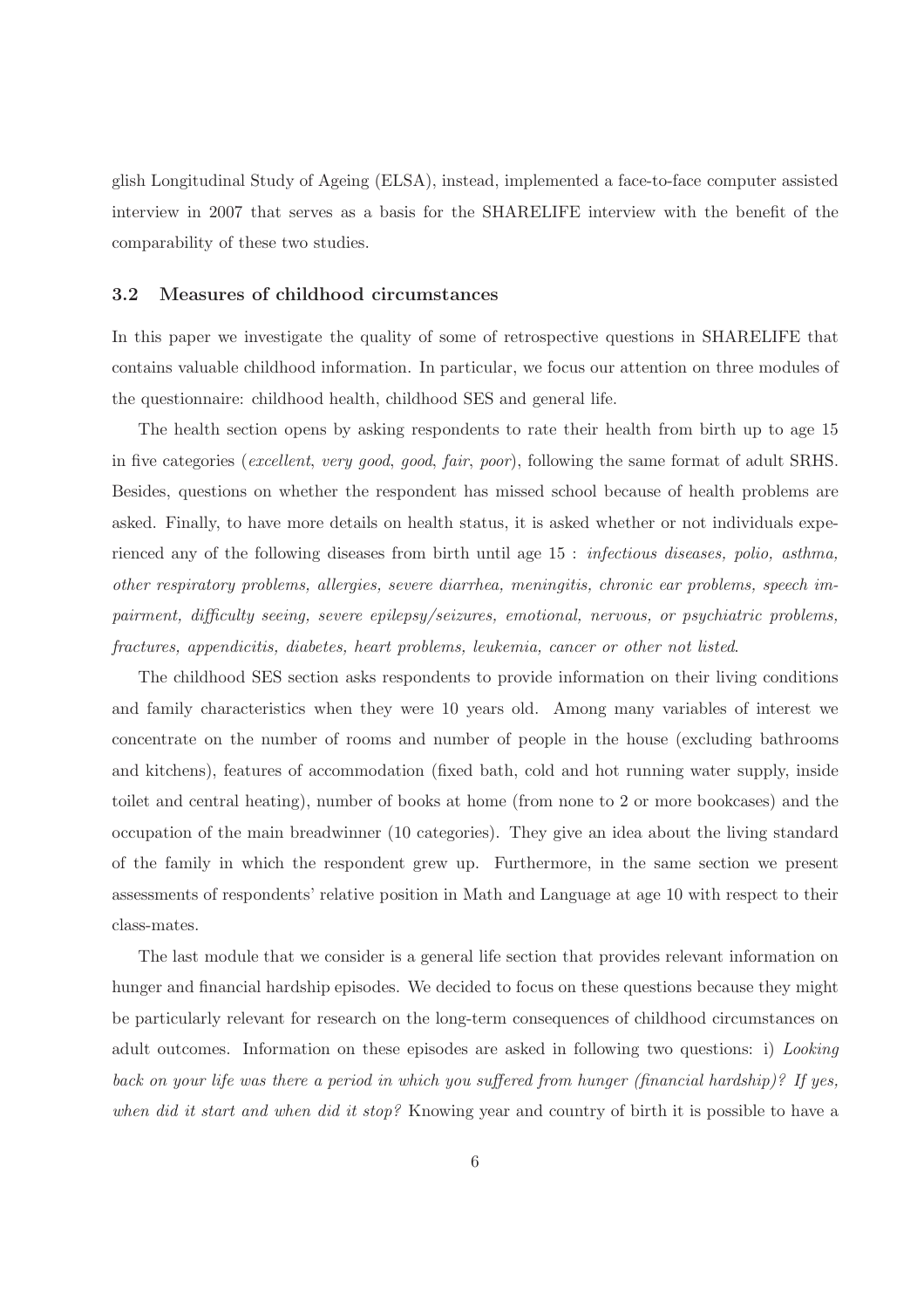glish Longitudinal Study of Ageing (ELSA), instead, implemented a face-to-face computer assisted interview in 2007 that serves as a basis for the SHARELIFE interview with the benefit of the comparability of these two studies.

### 3.2 Measures of childhood circumstances

In this paper we investigate the quality of some of retrospective questions in SHARELIFE that contains valuable childhood information. In particular, we focus our attention on three modules of the questionnaire: childhood health, childhood SES and general life.

The health section opens by asking respondents to rate their health from birth up to age 15 in five categories (*excellent*, *very good*, *good*, *fair*, *poor*), following the same format of adult SRHS. Besides, questions on whether the respondent has missed school because of health problems are asked. Finally, to have more details on health status, it is asked whether or not individuals experienced any of the following diseases from birth until age 15 : *infectious diseases, polio, asthma, other respiratory problems, allergies, severe diarrhea, meningitis, chronic ear problems, speech impairment, difficulty seeing, severe epilepsy/seizures, emotional, nervous, or psychiatric problems, fractures, appendicitis, diabetes, heart problems, leukemia, cancer or other not listed*.

The childhood SES section asks respondents to provide information on their living conditions and family characteristics when they were 10 years old. Among many variables of interest we concentrate on the number of rooms and number of people in the house (excluding bathrooms and kitchens), features of accommodation (fixed bath, cold and hot running water supply, inside toilet and central heating), number of books at home (from none to 2 or more bookcases) and the occupation of the main breadwinner (10 categories). They give an idea about the living standard of the family in which the respondent grew up. Furthermore, in the same section we present assessments of respondents' relative position in Math and Language at age 10 with respect to their class-mates.

The last module that we consider is a general life section that provides relevant information on hunger and financial hardship episodes. We decided to focus on these questions because they might be particularly relevant for research on the long-term consequences of childhood circumstances on adult outcomes. Information on these episodes are asked in following two questions: i) *Looking back on your life was there a period in which you suffered from hunger (financial hardship)? If yes, when did it start and when did it stop?* Knowing year and country of birth it is possible to have a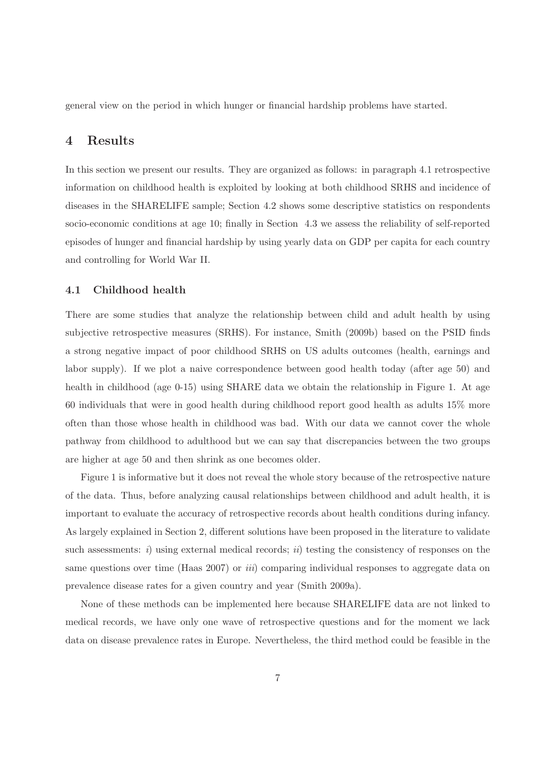general view on the period in which hunger or financial hardship problems have started.

# 4 Results

In this section we present our results. They are organized as follows: in paragraph 4.1 retrospective information on childhood health is exploited by looking at both childhood SRHS and incidence of diseases in the SHARELIFE sample; Section 4.2 shows some descriptive statistics on respondents socio-economic conditions at age 10; finally in Section 4.3 we assess the reliability of self-reported episodes of hunger and financial hardship by using yearly data on GDP per capita for each country and controlling for World War II.

## 4.1 Childhood health

There are some studies that analyze the relationship between child and adult health by using subjective retrospective measures (SRHS). For instance, Smith (2009b) based on the PSID finds a strong negative impact of poor childhood SRHS on US adults outcomes (health, earnings and labor supply). If we plot a naive correspondence between good health today (after age 50) and health in childhood (age 0-15) using SHARE data we obtain the relationship in Figure 1. At age 60 individuals that were in good health during childhood report good health as adults 15% more often than those whose health in childhood was bad. With our data we cannot cover the whole pathway from childhood to adulthood but we can say that discrepancies between the two groups are higher at age 50 and then shrink as one becomes older.

Figure 1 is informative but it does not reveal the whole story because of the retrospective nature of the data. Thus, before analyzing causal relationships between childhood and adult health, it is important to evaluate the accuracy of retrospective records about health conditions during infancy. As largely explained in Section 2, different solutions have been proposed in the literature to validate such assessments: *i*) using external medical records; *ii*) testing the consistency of responses on the same questions over time (Haas 2007) or *iii*) comparing individual responses to aggregate data on prevalence disease rates for a given country and year (Smith 2009a).

None of these methods can be implemented here because SHARELIFE data are not linked to medical records, we have only one wave of retrospective questions and for the moment we lack data on disease prevalence rates in Europe. Nevertheless, the third method could be feasible in the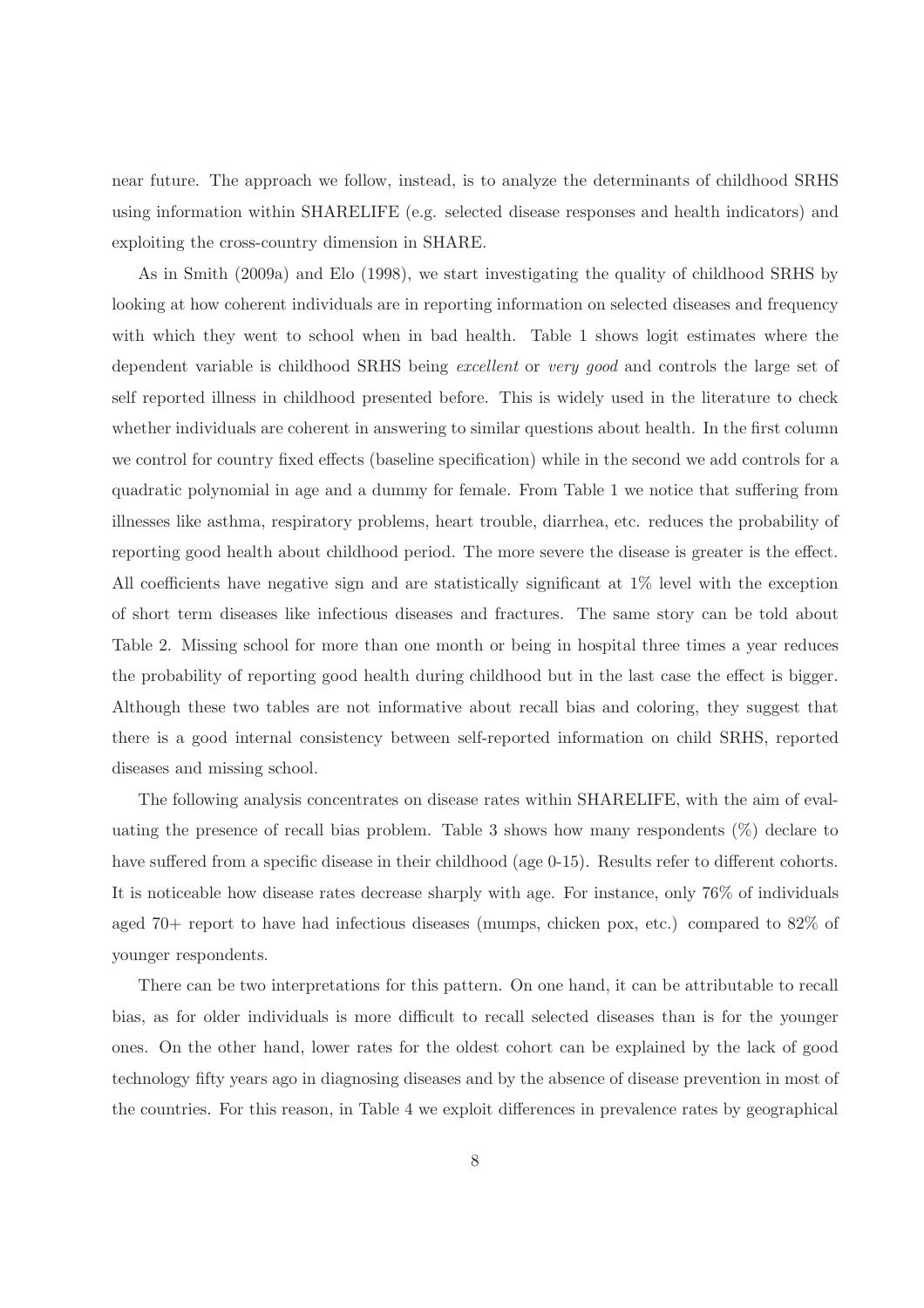near future. The approach we follow, instead, is to analyze the determinants of childhood SRHS using information within SHARELIFE (e.g. selected disease responses and health indicators) and exploiting the cross-country dimension in SHARE.

As in Smith (2009a) and Elo (1998), we start investigating the quality of childhood SRHS by looking at how coherent individuals are in reporting information on selected diseases and frequency with which they went to school when in bad health. Table 1 shows logit estimates where the dependent variable is childhood SRHS being *excellent* or *very good* and controls the large set of self reported illness in childhood presented before. This is widely used in the literature to check whether individuals are coherent in answering to similar questions about health. In the first column we control for country fixed effects (baseline specification) while in the second we add controls for a quadratic polynomial in age and a dummy for female. From Table 1 we notice that suffering from illnesses like asthma, respiratory problems, heart trouble, diarrhea, etc. reduces the probability of reporting good health about childhood period. The more severe the disease is greater is the effect. All coefficients have negative sign and are statistically significant at 1% level with the exception of short term diseases like infectious diseases and fractures. The same story can be told about Table 2. Missing school for more than one month or being in hospital three times a year reduces the probability of reporting good health during childhood but in the last case the effect is bigger. Although these two tables are not informative about recall bias and coloring, they suggest that there is a good internal consistency between self-reported information on child SRHS, reported diseases and missing school.

The following analysis concentrates on disease rates within SHARELIFE, with the aim of evaluating the presence of recall bias problem. Table 3 shows how many respondents (%) declare to have suffered from a specific disease in their childhood (age 0-15). Results refer to different cohorts. It is noticeable how disease rates decrease sharply with age. For instance, only 76% of individuals aged 70+ report to have had infectious diseases (mumps, chicken pox, etc.) compared to 82% of younger respondents.

There can be two interpretations for this pattern. On one hand, it can be attributable to recall bias, as for older individuals is more difficult to recall selected diseases than is for the younger ones. On the other hand, lower rates for the oldest cohort can be explained by the lack of good technology fifty years ago in diagnosing diseases and by the absence of disease prevention in most of the countries. For this reason, in Table 4 we exploit differences in prevalence rates by geographical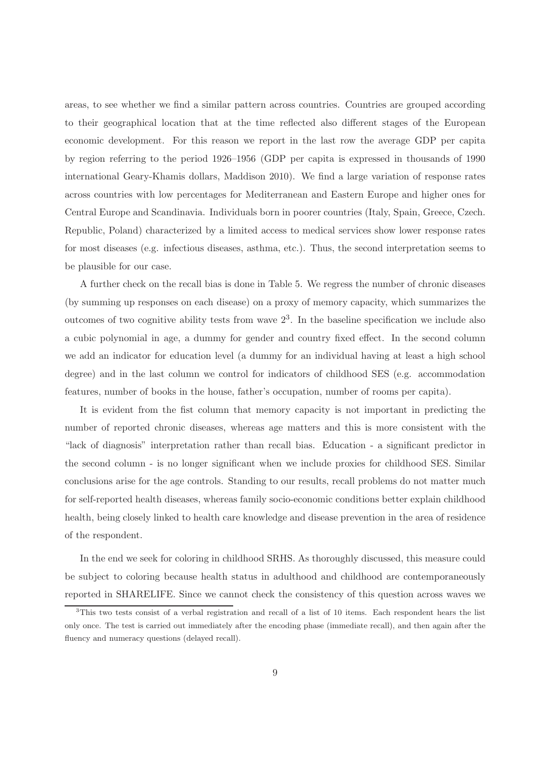areas, to see whether we find a similar pattern across countries. Countries are grouped according to their geographical location that at the time reflected also different stages of the European economic development. For this reason we report in the last row the average GDP per capita by region referring to the period 1926–1956 (GDP per capita is expressed in thousands of 1990 international Geary-Khamis dollars, Maddison 2010). We find a large variation of response rates across countries with low percentages for Mediterranean and Eastern Europe and higher ones for Central Europe and Scandinavia. Individuals born in poorer countries (Italy, Spain, Greece, Czech. Republic, Poland) characterized by a limited access to medical services show lower response rates for most diseases (e.g. infectious diseases, asthma, etc.). Thus, the second interpretation seems to be plausible for our case.

A further check on the recall bias is done in Table 5. We regress the number of chronic diseases (by summing up responses on each disease) on a proxy of memory capacity, which summarizes the outcomes of two cognitive ability tests from wave 2[3]. In the baseline specification we include also a cubic polynomial in age, a dummy for gender and country fixed effect. In the second column we add an indicator for education level (a dummy for an individual having at least a high school degree) and in the last column we control for indicators of childhood SES (e.g. accommodation features, number of books in the house, father's occupation, number of rooms per capita).

It is evident from the fist column that memory capacity is not important in predicting the number of reported chronic diseases, whereas age matters and this is more consistent with the "lack of diagnosis" interpretation rather than recall bias. Education - a significant predictor in the second column - is no longer significant when we include proxies for childhood SES. Similar conclusions arise for the age controls. Standing to our results, recall problems do not matter much for self-reported health diseases, whereas family socio-economic conditions better explain childhood health, being closely linked to health care knowledge and disease prevention in the area of residence of the respondent.

In the end we seek for coloring in childhood SRHS. As thoroughly discussed, this measure could be subject to coloring because health status in adulthood and childhood are contemporaneously reported in SHARELIFE. Since we cannot check the consistency of this question across waves we

[3]This two tests consist of a verbal registration and recall of a list of 10 items. Each respondent hears the list only once. The test is carried out immediately after the encoding phase (immediate recall), and then again after the fluency and numeracy questions (delayed recall).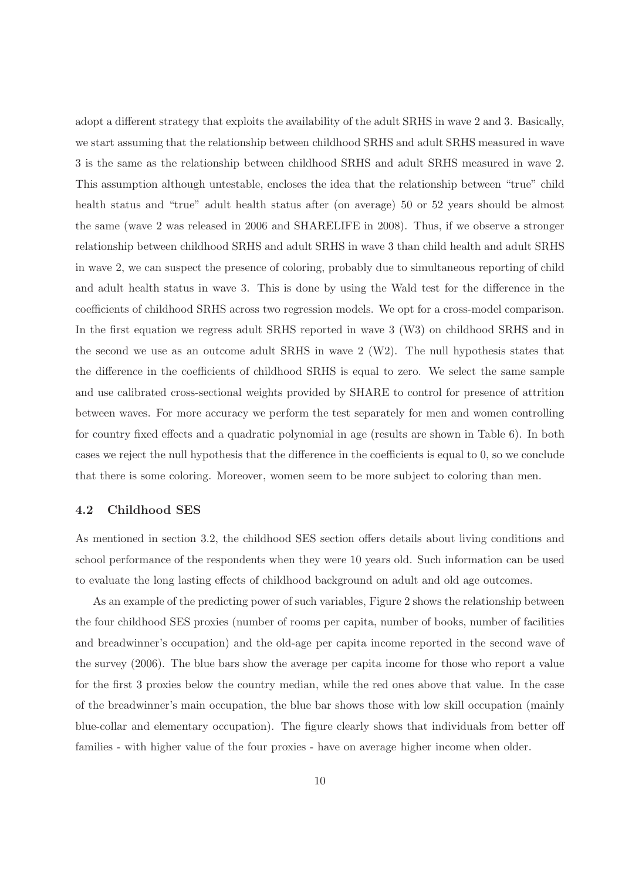adopt a different strategy that exploits the availability of the adult SRHS in wave 2 and 3. Basically, we start assuming that the relationship between childhood SRHS and adult SRHS measured in wave 3 is the same as the relationship between childhood SRHS and adult SRHS measured in wave 2. This assumption although untestable, encloses the idea that the relationship between "true" child health status and "true" adult health status after (on average) 50 or 52 years should be almost the same (wave 2 was released in 2006 and SHARELIFE in 2008). Thus, if we observe a stronger relationship between childhood SRHS and adult SRHS in wave 3 than child health and adult SRHS in wave 2, we can suspect the presence of coloring, probably due to simultaneous reporting of child and adult health status in wave 3. This is done by using the Wald test for the difference in the coefficients of childhood SRHS across two regression models. We opt for a cross-model comparison. In the first equation we regress adult SRHS reported in wave 3 (W3) on childhood SRHS and in the second we use as an outcome adult SRHS in wave 2 (W2). The null hypothesis states that the difference in the coefficients of childhood SRHS is equal to zero. We select the same sample and use calibrated cross-sectional weights provided by SHARE to control for presence of attrition between waves. For more accuracy we perform the test separately for men and women controlling for country fixed effects and a quadratic polynomial in age (results are shown in Table 6). In both cases we reject the null hypothesis that the difference in the coefficients is equal to 0, so we conclude that there is some coloring. Moreover, women seem to be more subject to coloring than men.

### 4.2 Childhood SES

As mentioned in section 3.2, the childhood SES section offers details about living conditions and school performance of the respondents when they were 10 years old. Such information can be used to evaluate the long lasting effects of childhood background on adult and old age outcomes.

As an example of the predicting power of such variables, Figure 2 shows the relationship between the four childhood SES proxies (number of rooms per capita, number of books, number of facilities and breadwinner's occupation) and the old-age per capita income reported in the second wave of the survey (2006). The blue bars show the average per capita income for those who report a value for the first 3 proxies below the country median, while the red ones above that value. In the case of the breadwinner's main occupation, the blue bar shows those with low skill occupation (mainly blue-collar and elementary occupation). The figure clearly shows that individuals from better off families - with higher value of the four proxies - have on average higher income when older.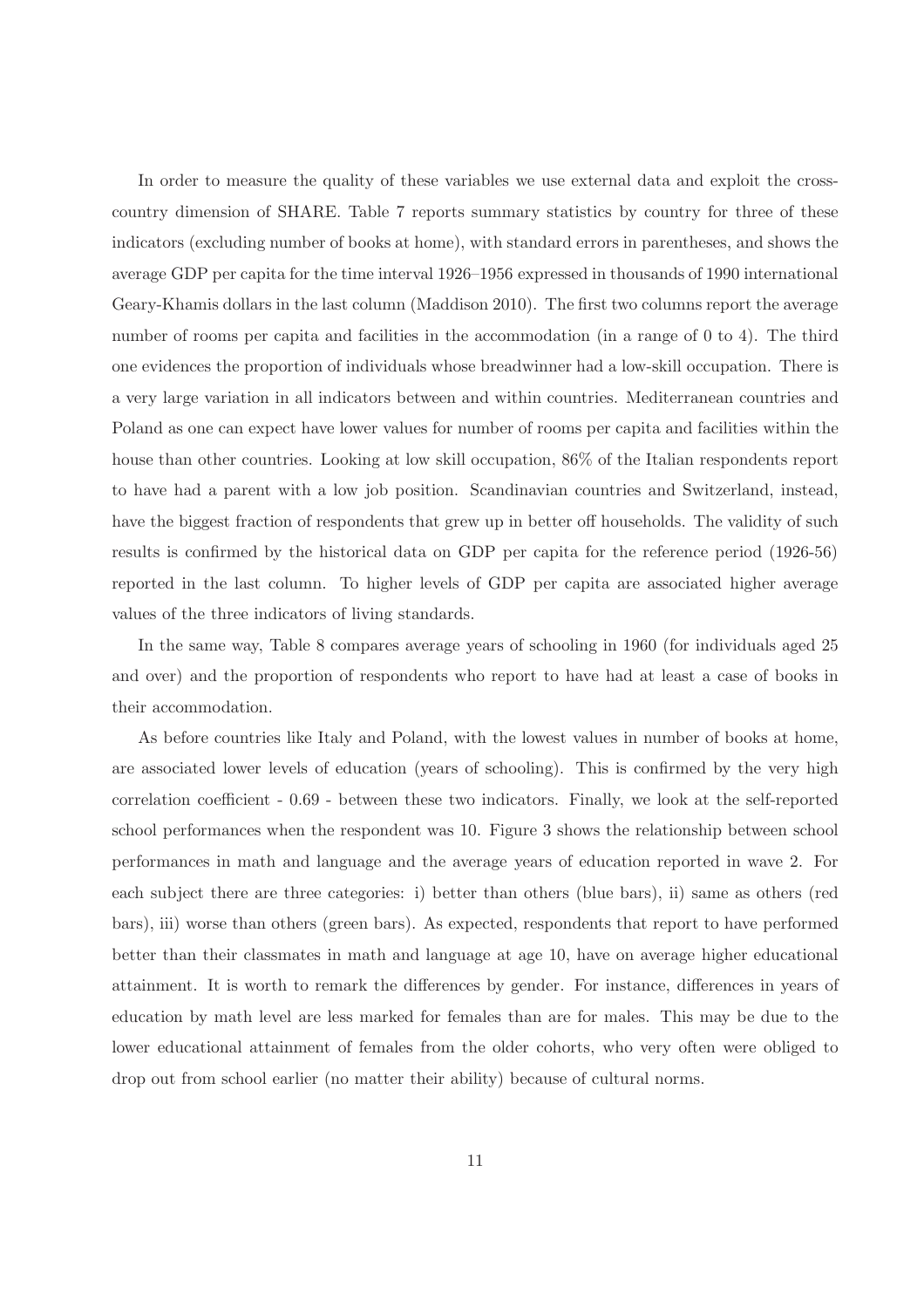In order to measure the quality of these variables we use external data and exploit the cross-country dimension of SHARE. Table 7 reports summary statistics by country for three of these indicators (excluding number of books at home), with standard errors in parentheses, and shows the average GDP per capita for the time interval 1926–1956 expressed in thousands of 1990 international Geary-Khamis dollars in the last column (Maddison 2010). The first two columns report the average number of rooms per capita and facilities in the accommodation (in a range of 0 to 4). The third one evidences the proportion of individuals whose breadwinner had a low-skill occupation. There is a very large variation in all indicators between and within countries. Mediterranean countries and Poland as one can expect have lower values for number of rooms per capita and facilities within the house than other countries. Looking at low skill occupation, 86% of the Italian respondents report to have had a parent with a low job position. Scandinavian countries and Switzerland, instead, have the biggest fraction of respondents that grew up in better off households. The validity of such results is confirmed by the historical data on GDP per capita for the reference period (1926-56) reported in the last column. To higher levels of GDP per capita are associated higher average values of the three indicators of living standards.

In the same way, Table 8 compares average years of schooling in 1960 (for individuals aged 25 and over) and the proportion of respondents who report to have had at least a case of books in their accommodation.

As before countries like Italy and Poland, with the lowest values in number of books at home, are associated lower levels of education (years of schooling). This is confirmed by the very high correlation coefficient - 0.69 - between these two indicators. Finally, we look at the self-reported school performances when the respondent was 10. Figure 3 shows the relationship between school performances in math and language and the average years of education reported in wave 2. For each subject there are three categories: i) better than others (blue bars), ii) same as others (red bars), iii) worse than others (green bars). As expected, respondents that report to have performed better than their classmates in math and language at age 10, have on average higher educational attainment. It is worth to remark the differences by gender. For instance, differences in years of education by math level are less marked for females than are for males. This may be due to the lower educational attainment of females from the older cohorts, who very often were obliged to drop out from school earlier (no matter their ability) because of cultural norms.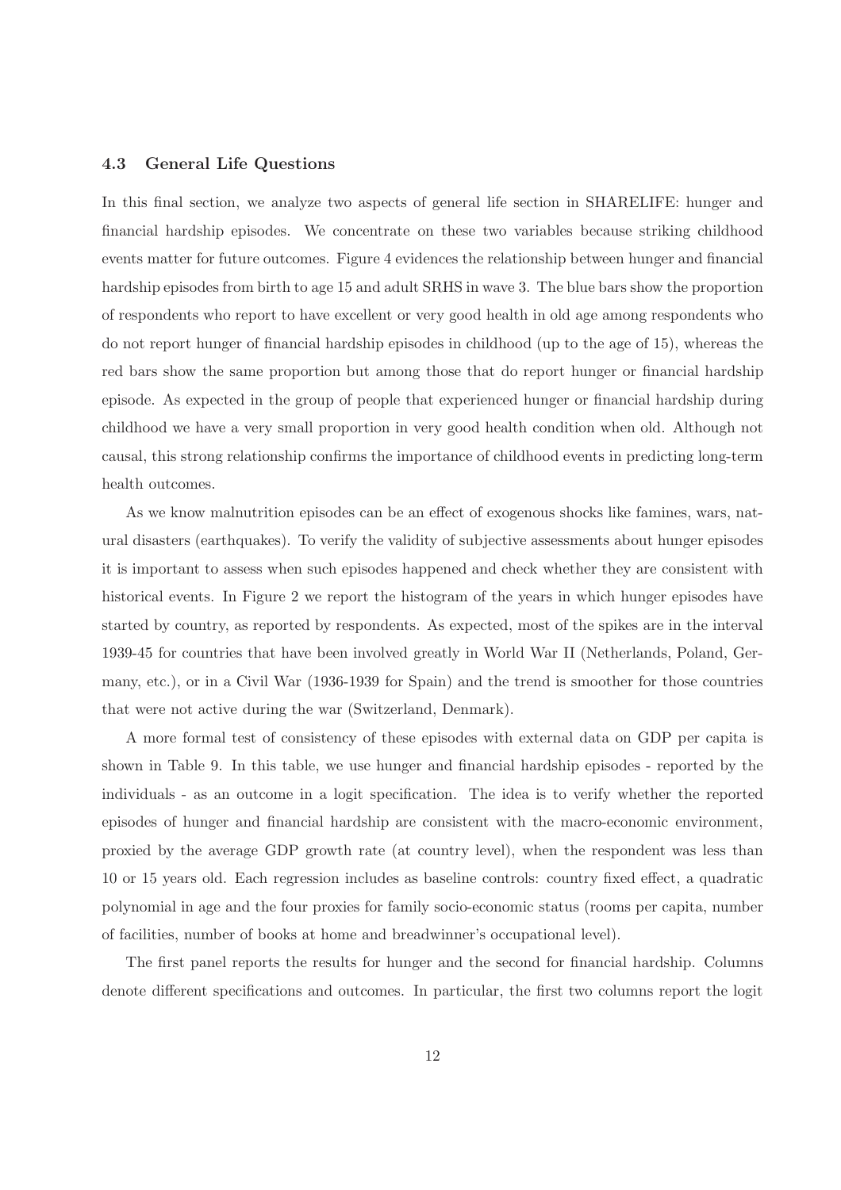### 4.3 General Life Questions

In this final section, we analyze two aspects of general life section in SHARELIFE: hunger and financial hardship episodes. We concentrate on these two variables because striking childhood events matter for future outcomes. Figure 4 evidences the relationship between hunger and financial hardship episodes from birth to age 15 and adult SRHS in wave 3. The blue bars show the proportion of respondents who report to have excellent or very good health in old age among respondents who do not report hunger of financial hardship episodes in childhood (up to the age of 15), whereas the red bars show the same proportion but among those that do report hunger or financial hardship episode. As expected in the group of people that experienced hunger or financial hardship during childhood we have a very small proportion in very good health condition when old. Although not causal, this strong relationship confirms the importance of childhood events in predicting long-term health outcomes.

As we know malnutrition episodes can be an effect of exogenous shocks like famines, wars, natural disasters (earthquakes). To verify the validity of subjective assessments about hunger episodes it is important to assess when such episodes happened and check whether they are consistent with historical events. In Figure 2 we report the histogram of the years in which hunger episodes have started by country, as reported by respondents. As expected, most of the spikes are in the interval 1939-45 for countries that have been involved greatly in World War II (Netherlands, Poland, Germany, etc.), or in a Civil War (1936-1939 for Spain) and the trend is smoother for those countries that were not active during the war (Switzerland, Denmark).

A more formal test of consistency of these episodes with external data on GDP per capita is shown in Table 9. In this table, we use hunger and financial hardship episodes - reported by the individuals - as an outcome in a logit specification. The idea is to verify whether the reported episodes of hunger and financial hardship are consistent with the macro-economic environment, proxied by the average GDP growth rate (at country level), when the respondent was less than 10 or 15 years old. Each regression includes as baseline controls: country fixed effect, a quadratic polynomial in age and the four proxies for family socio-economic status (rooms per capita, number of facilities, number of books at home and breadwinner's occupational level).

The first panel reports the results for hunger and the second for financial hardship. Columns denote different specifications and outcomes. In particular, the first two columns report the logit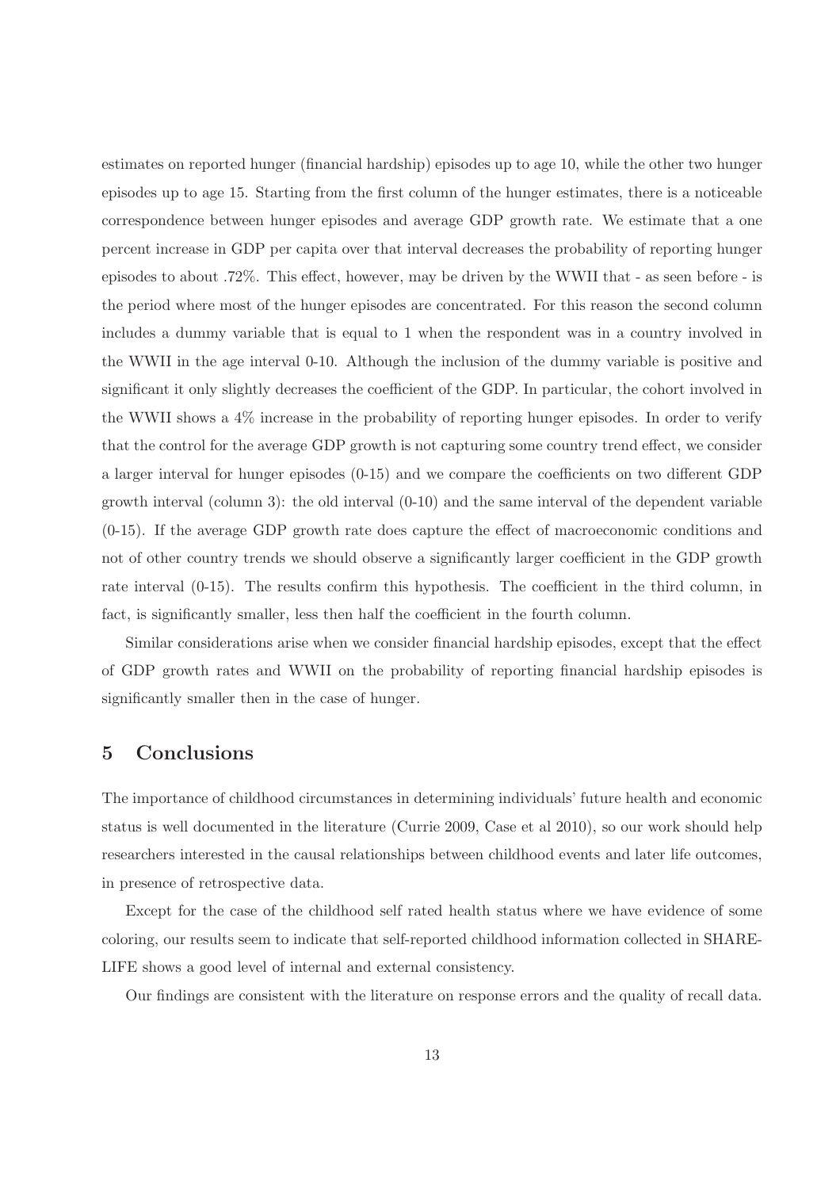estimates on reported hunger (financial hardship) episodes up to age 10, while the other two hunger episodes up to age 15. Starting from the first column of the hunger estimates, there is a noticeable correspondence between hunger episodes and average GDP growth rate. We estimate that a one percent increase in GDP per capita over that interval decreases the probability of reporting hunger episodes to about .72%. This effect, however, may be driven by the WWII that - as seen before - is the period where most of the hunger episodes are concentrated. For this reason the second column includes a dummy variable that is equal to 1 when the respondent was in a country involved in the WWII in the age interval 0-10. Although the inclusion of the dummy variable is positive and significant it only slightly decreases the coefficient of the GDP. In particular, the cohort involved in the WWII shows a 4% increase in the probability of reporting hunger episodes. In order to verify that the control for the average GDP growth is not capturing some country trend effect, we consider a larger interval for hunger episodes (0-15) and we compare the coefficients on two different GDP growth interval (column 3): the old interval (0-10) and the same interval of the dependent variable (0-15). If the average GDP growth rate does capture the effect of macroeconomic conditions and not of other country trends we should observe a significantly larger coefficient in the GDP growth rate interval (0-15). The results confirm this hypothesis. The coefficient in the third column, in fact, is significantly smaller, less then half the coefficient in the fourth column.

Similar considerations arise when we consider financial hardship episodes, except that the effect of GDP growth rates and WWII on the probability of reporting financial hardship episodes is significantly smaller then in the case of hunger.

## 5 Conclusions

The importance of childhood circumstances in determining individuals' future health and economic status is well documented in the literature (Currie 2009, Case et al 2010), so our work should help researchers interested in the causal relationships between childhood events and later life outcomes, in presence of retrospective data.

Except for the case of the childhood self rated health status where we have evidence of some coloring, our results seem to indicate that self-reported childhood information collected in SHARELIFE shows a good level of internal and external consistency.

Our findings are consistent with the literature on response errors and the quality of recall data.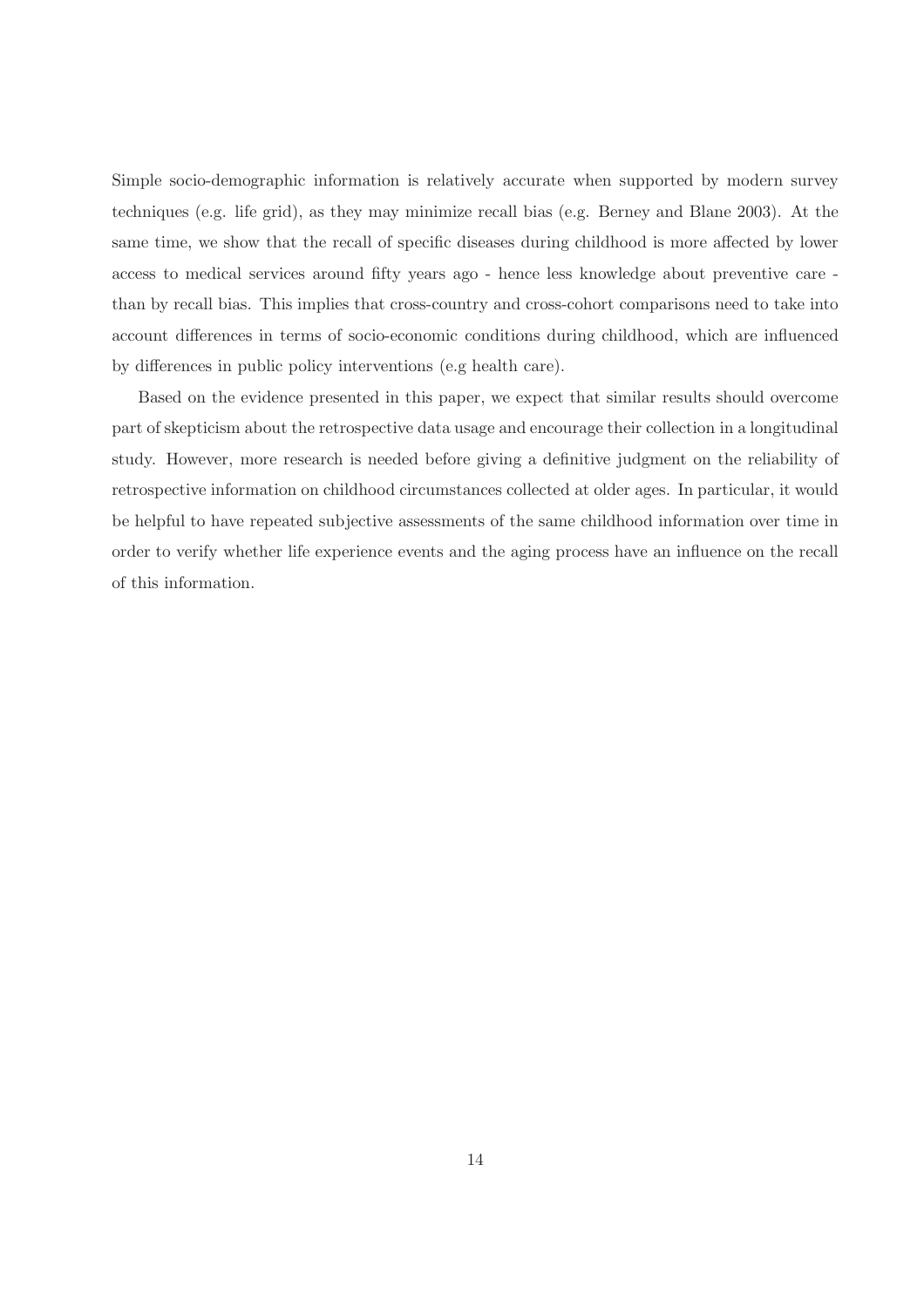Simple socio-demographic information is relatively accurate when supported by modern survey techniques (e.g. life grid), as they may minimize recall bias (e.g. Berney and Blane 2003). At the same time, we show that the recall of specific diseases during childhood is more affected by lower access to medical services around fifty years ago - hence less knowledge about preventive care - than by recall bias. This implies that cross-country and cross-cohort comparisons need to take into account differences in terms of socio-economic conditions during childhood, which are influenced by differences in public policy interventions (e.g health care).

Based on the evidence presented in this paper, we expect that similar results should overcome part of skepticism about the retrospective data usage and encourage their collection in a longitudinal study. However, more research is needed before giving a definitive judgment on the reliability of retrospective information on childhood circumstances collected at older ages. In particular, it would be helpful to have repeated subjective assessments of the same childhood information over time in order to verify whether life experience events and the aging process have an influence on the recall of this information.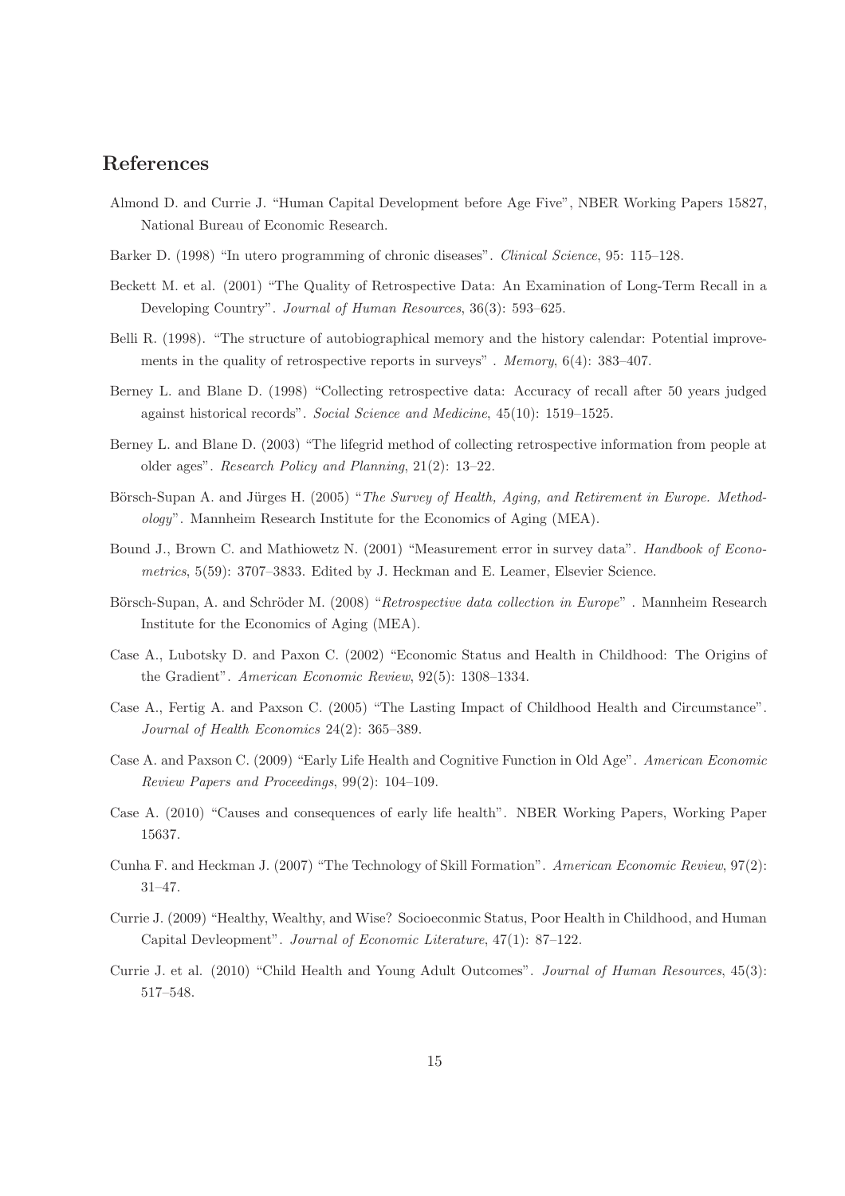## References

Almond D. and Currie J. "Human Capital Development before Age Five", NBER Working Papers 15827, National Bureau of Economic Research.

Barker D. (1998) "In utero programming of chronic diseases". *Clinical Science*, 95: 115–128.

Beckett M. et al. (2001) "The Quality of Retrospective Data: An Examination of Long-Term Recall in a Developing Country". *Journal of Human Resources*, 36(3): 593–625.

Belli R. (1998). "The structure of autobiographical memory and the history calendar: Potential improvements in the quality of retrospective reports in surveys" . *Memory*, 6(4): 383–407.

Berney L. and Blane D. (1998) "Collecting retrospective data: Accuracy of recall after 50 years judged against historical records". *Social Science and Medicine*, 45(10): 1519–1525.

Berney L. and Blane D. (2003) "The lifegrid method of collecting retrospective information from people at older ages". *Research Policy and Planning*, 21(2): 13–22.

Börsch-Supan A. and Jürges H. (2005) "*The Survey of Health, Aging, and Retirement in Europe. Methodology*". Mannheim Research Institute for the Economics of Aging (MEA).

Bound J., Brown C. and Mathiowetz N. (2001) "Measurement error in survey data". *Handbook of Econometrics*, 5(59): 3707–3833. Edited by J. Heckman and E. Leamer, Elsevier Science.

Börsch-Supan, A. and Schröder M. (2008) "*Retrospective data collection in Europe*" . Mannheim Research Institute for the Economics of Aging (MEA).

Case A., Lubotsky D. and Paxon C. (2002) "Economic Status and Health in Childhood: The Origins of the Gradient". *American Economic Review*, 92(5): 1308–1334.

Case A., Fertig A. and Paxson C. (2005) "The Lasting Impact of Childhood Health and Circumstance". *Journal of Health Economics* 24(2): 365–389.

Case A. and Paxson C. (2009) "Early Life Health and Cognitive Function in Old Age". *American Economic Review Papers and Proceedings*, 99(2): 104–109.

Case A. (2010) "Causes and consequences of early life health". NBER Working Papers, Working Paper 15637.

Cunha F. and Heckman J. (2007) "The Technology of Skill Formation". *American Economic Review*, 97(2): 31–47.

Currie J. (2009) "Healthy, Wealthy, and Wise? Socioeconmic Status, Poor Health in Childhood, and Human Capital Devleopment". *Journal of Economic Literature*, 47(1): 87–122.

Currie J. et al. (2010) "Child Health and Young Adult Outcomes". *Journal of Human Resources*, 45(3): 517–548.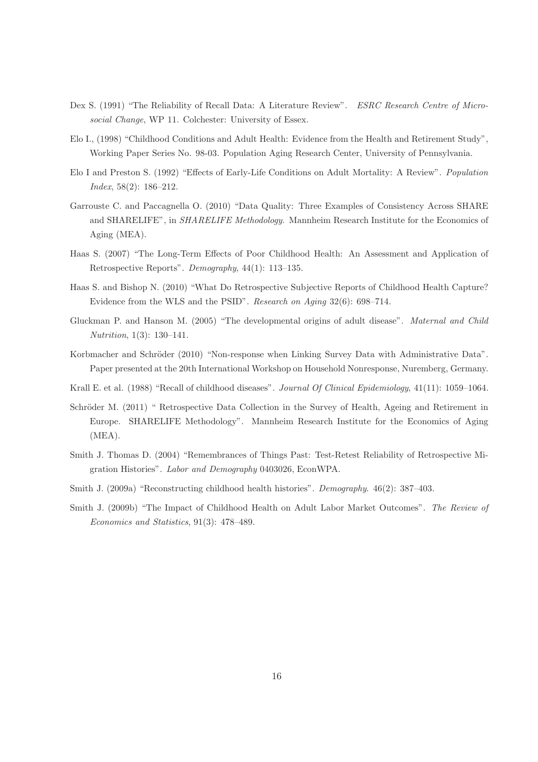Dex S. (1991) "The Reliability of Recall Data: A Literature Review". *ESRC Research Centre of Micro-social Change*, WP 11. Colchester: University of Essex.

Elo I., (1998) "Childhood Conditions and Adult Health: Evidence from the Health and Retirement Study", Working Paper Series No. 98-03. Population Aging Research Center, University of Pennsylvania.

Elo I and Preston S. (1992) "Effects of Early-Life Conditions on Adult Mortality: A Review". *Population Index*, 58(2): 186–212.

Garrouste C. and Paccagnella O. (2010) "Data Quality: Three Examples of Consistency Across SHARE and SHARELIFE", in *SHARELIFE Methodology.* Mannheim Research Institute for the Economics of Aging (MEA).

Haas S. (2007) "The Long-Term Effects of Poor Childhood Health: An Assessment and Application of Retrospective Reports". *Demography*, 44(1): 113–135.

Haas S. and Bishop N. (2010) "What Do Retrospective Subjective Reports of Childhood Health Capture? Evidence from the WLS and the PSID". *Research on Aging* 32(6): 698–714.

Gluckman P. and Hanson M. (2005) "The developmental origins of adult disease". *Maternal and Child Nutrition*, 1(3): 130–141.

Korbmacher and Schröder (2010) "Non-response when Linking Survey Data with Administrative Data". Paper presented at the 20th International Workshop on Household Nonresponse, Nuremberg, Germany.

Krall E. et al. (1988) "Recall of childhood diseases". *Journal Of Clinical Epidemiology*, 41(11): 1059–1064.

Schröder M. (2011) " Retrospective Data Collection in the Survey of Health, Ageing and Retirement in Europe. SHARELIFE Methodology". Mannheim Research Institute for the Economics of Aging (MEA).

Smith J. Thomas D. (2004) "Remembrances of Things Past: Test-Retest Reliability of Retrospective Migration Histories". *Labor and Demography* 0403026, EconWPA.

Smith J. (2009a) "Reconstructing childhood health histories". *Demography*. 46(2): 387–403.

Smith J. (2009b) "The Impact of Childhood Health on Adult Labor Market Outcomes". *The Review of Economics and Statistics*, 91(3): 478–489.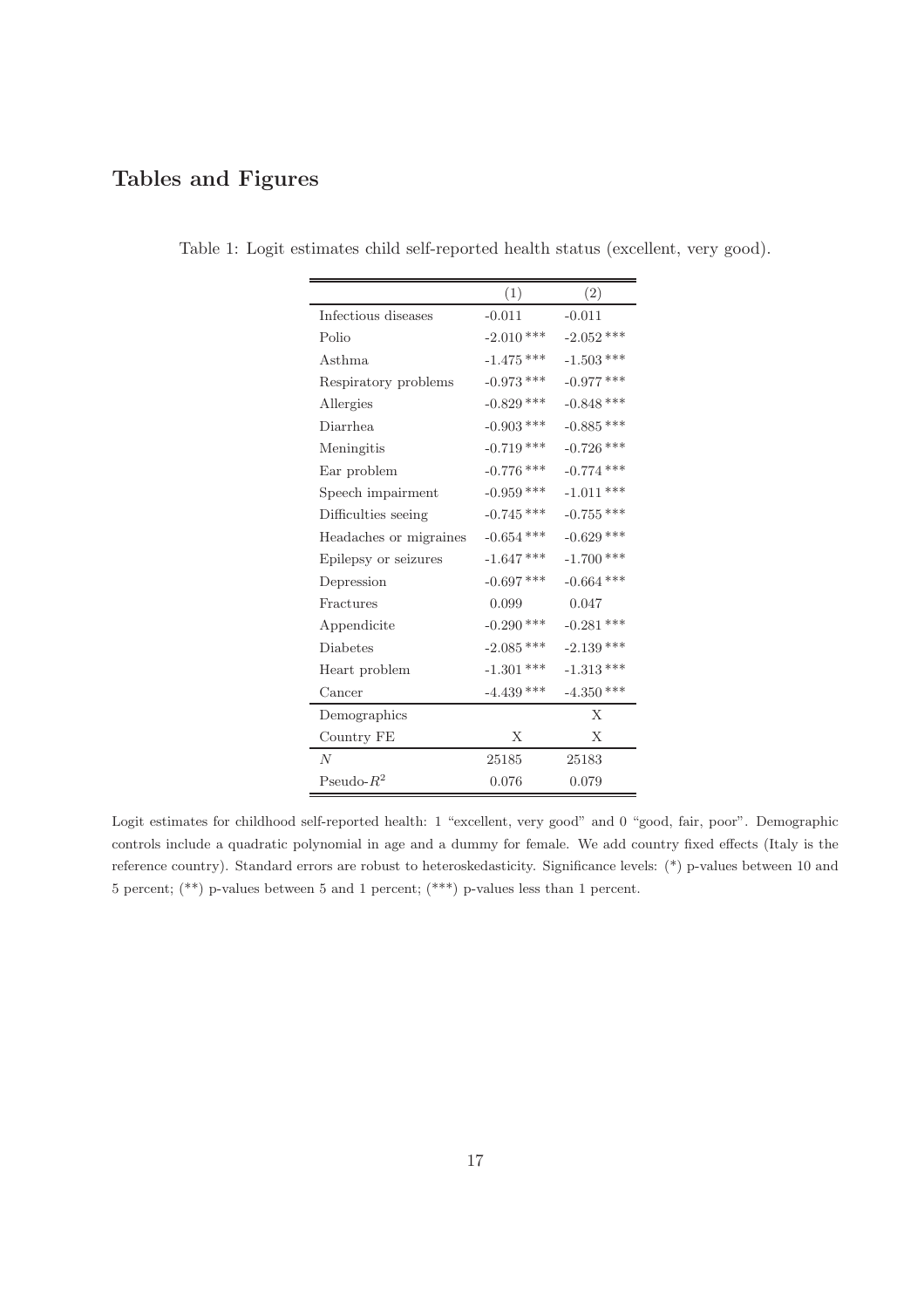# Tables and Figures

Table 1: Logit estimates child self-reported health status (excellent, very good).

| | (1) | (2) |
|---|---|---|
| Infectious diseases | -0.011 | -0.011 |
| Polio | -2.010 *** | -2.052 *** |
| Asthma | -1.475 *** | -1.503 *** |
| Respiratory problems | -0.973 *** | -0.977 *** |
| Allergies | -0.829 *** | -0.848 *** |
| Diarrhea | -0.903 *** | -0.885 *** |
| Meningitis | -0.719 *** | -0.726 *** |
| Ear problem | -0.776 *** | -0.774 *** |
| Speech impairment | -0.959 *** | -1.011 *** |
| Difficulties seeing | -0.745 *** | -0.755 *** |
| Headaches or migraines | -0.654 *** | -0.629 *** |
| Epilepsy or seizures | -1.647 *** | -1.700 *** |
| Depression | -0.697 *** | -0.664 *** |
| Fractures | 0.099 | 0.047 |
| Appendicite | -0.290 *** | -0.281 *** |
| Diabetes | -2.085 *** | -2.139 *** |
| Heart problem | -1.301 *** | -1.313 *** |
| Cancer | -4.439 *** | -4.350 *** |
| Demographics | | X |
| Country FE | X | X |
| $N$ | 25185 | 25183 |
| Pseudo-$R^2$ | 0.076 | 0.079 |

Logit estimates for childhood self-reported health: 1 "excellent, very good" and 0 "good, fair, poor". Demographic controls include a quadratic polynomial in age and a dummy for female. We add country fixed effects (Italy is the reference country). Standard errors are robust to heteroskedasticity. Significance levels: (*) p-values between 10 and 5 percent; (**) p-values between 5 and 1 percent; (***) p-values less than 1 percent.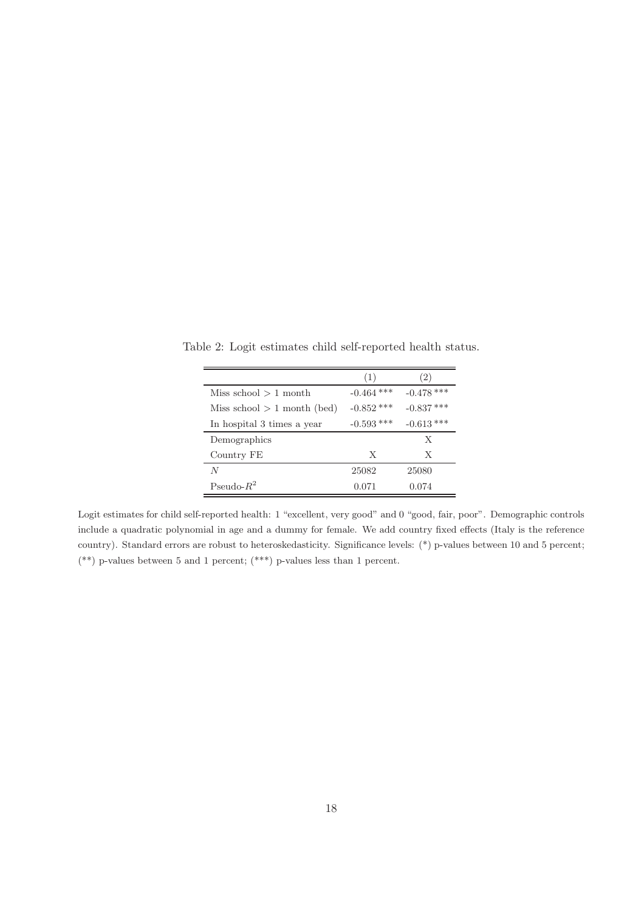Table 2: Logit estimates child self-reported health status.

| | (1) | (2) |
|---|---|---|
| Miss school > 1 month | -0.464 *** | -0.478 *** |
| Miss school > 1 month (bed) | -0.852 *** | -0.837 *** |
| In hospital 3 times a year | -0.593 *** | -0.613 *** |
| Demographics | | X |
| Country FE | X | X |
| $N$ | 25082 | 25080 |
| Pseudo-$R^2$ | 0.071 | 0.074 |

Logit estimates for child self-reported health: 1 "excellent, very good" and 0 "good, fair, poor". Demographic controls include a quadratic polynomial in age and a dummy for female. We add country fixed effects (Italy is the reference country). Standard errors are robust to heteroskedasticity. Significance levels: (*) p-values between 10 and 5 percent; (**) p-values between 5 and 1 percent; (***) p-values less than 1 percent.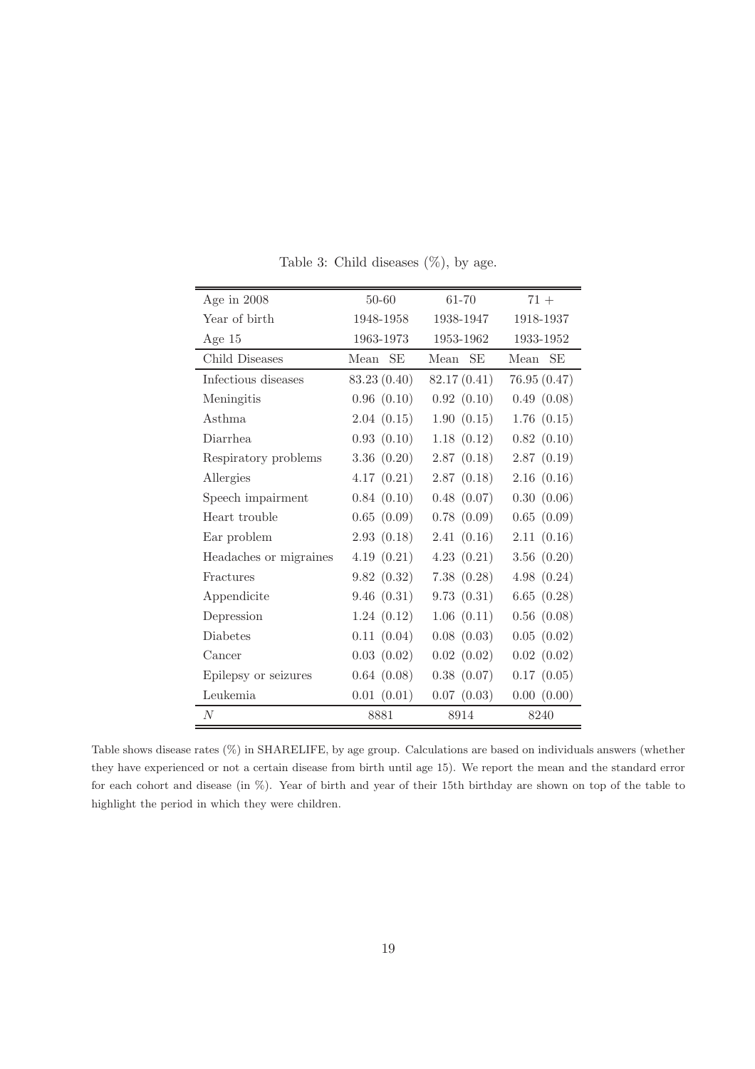Table 3: Child diseases (%), by age.

| Age in 2008 | 50-60 | | 61-70 | | 71 + | |
|---|---|---|---|---|---|---|
| Year of birth | 1948-1958 | | 1938-1947 | | 1918-1937 | |
| Age 15 | 1963-1973 | | 1953-1962 | | 1933-1952 | |
| Child Diseases | Mean | SE | Mean | SE | Mean | SE |
| Infectious diseases | 83.23 | (0.40) | 82.17 | (0.41) | 76.95 | (0.47) |
| Meningitis | 0.96 | (0.10) | 0.92 | (0.10) | 0.49 | (0.08) |
| Asthma | 2.04 | (0.15) | 1.90 | (0.15) | 1.76 | (0.15) |
| Diarrhea | 0.93 | (0.10) | 1.18 | (0.12) | 0.82 | (0.10) |
| Respiratory problems | 3.36 | (0.20) | 2.87 | (0.18) | 2.87 | (0.19) |
| Allergies | 4.17 | (0.21) | 2.87 | (0.18) | 2.16 | (0.16) |
| Speech impairment | 0.84 | (0.10) | 0.48 | (0.07) | 0.30 | (0.06) |
| Heart trouble | 0.65 | (0.09) | 0.78 | (0.09) | 0.65 | (0.09) |
| Ear problem | 2.93 | (0.18) | 2.41 | (0.16) | 2.11 | (0.16) |
| Headaches or migraines | 4.19 | (0.21) | 4.23 | (0.21) | 3.56 | (0.20) |
| Fractures | 9.82 | (0.32) | 7.38 | (0.28) | 4.98 | (0.24) |
| Appendicite | 9.46 | (0.31) | 9.73 | (0.31) | 6.65 | (0.28) |
| Depression | 1.24 | (0.12) | 1.06 | (0.11) | 0.56 | (0.08) |
| Diabetes | 0.11 | (0.04) | 0.08 | (0.03) | 0.05 | (0.02) |
| Cancer | 0.03 | (0.02) | 0.02 | (0.02) | 0.02 | (0.02) |
| Epilepsy or seizures | 0.64 | (0.08) | 0.38 | (0.07) | 0.17 | (0.05) |
| Leukemia | 0.01 | (0.01) | 0.07 | (0.03) | 0.00 | (0.00) |
| $N$ | 8881 | | 8914 | | 8240 | |

Table shows disease rates (%) in SHARELIFE, by age group. Calculations are based on individuals answers (whether they have experienced or not a certain disease from birth until age 15). We report the mean and the standard error for each cohort and disease (in %). Year of birth and year of their 15th birthday are shown on top of the table to highlight the period in which they were children.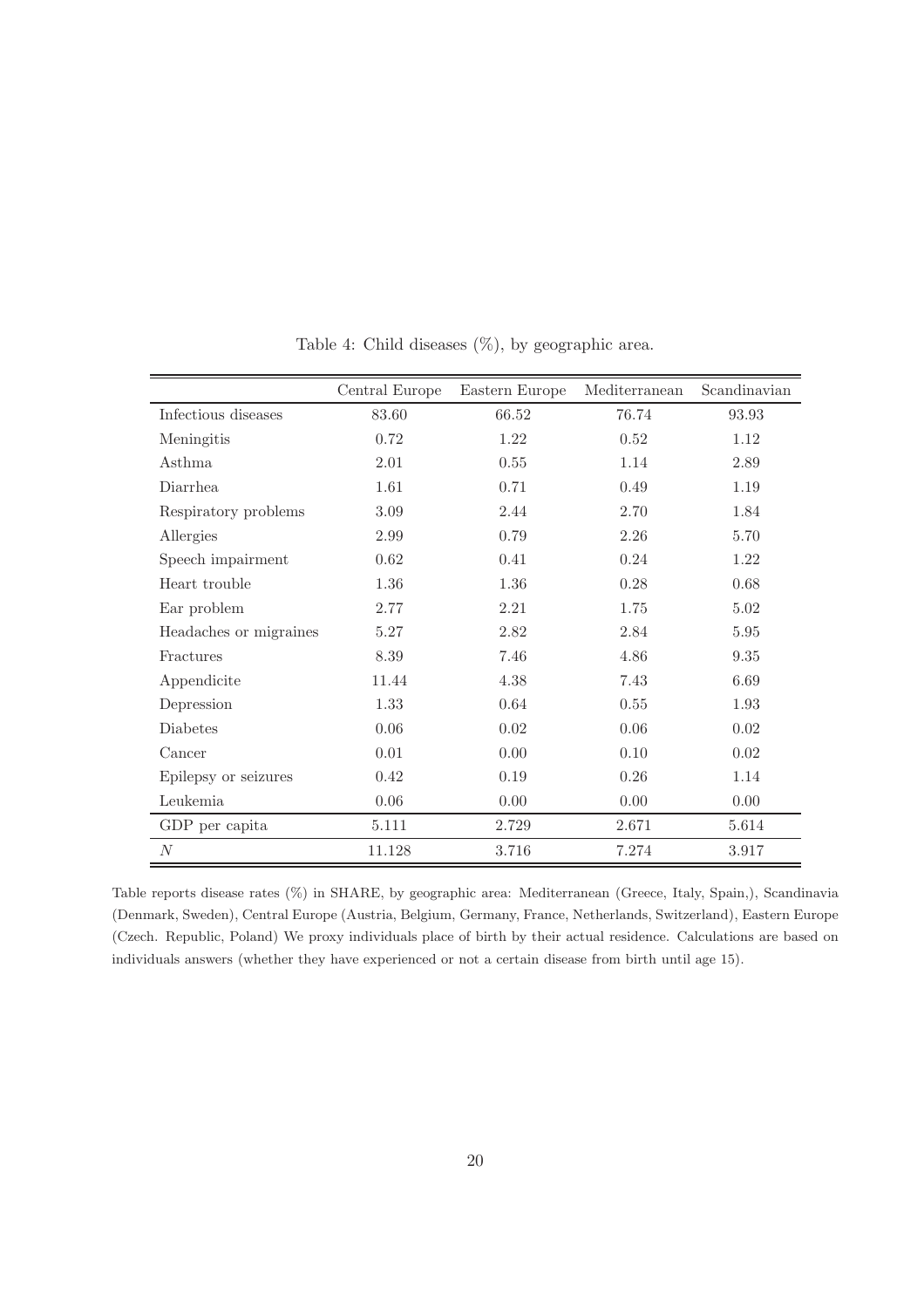Table 4: Child diseases (%), by geographic area.

| | Central Europe | Eastern Europe | Mediterranean | Scandinavian |
|---|---|---|---|---|
| Infectious diseases | 83.60 | 66.52 | 76.74 | 93.93 |
| Meningitis | 0.72 | 1.22 | 0.52 | 1.12 |
| Asthma | 2.01 | 0.55 | 1.14 | 2.89 |
| Diarrhea | 1.61 | 0.71 | 0.49 | 1.19 |
| Respiratory problems | 3.09 | 2.44 | 2.70 | 1.84 |
| Allergies | 2.99 | 0.79 | 2.26 | 5.70 |
| Speech impairment | 0.62 | 0.41 | 0.24 | 1.22 |
| Heart trouble | 1.36 | 1.36 | 0.28 | 0.68 |
| Ear problem | 2.77 | 2.21 | 1.75 | 5.02 |
| Headaches or migraines | 5.27 | 2.82 | 2.84 | 5.95 |
| Fractures | 8.39 | 7.46 | 4.86 | 9.35 |
| Appendicite | 11.44 | 4.38 | 7.43 | 6.69 |
| Depression | 1.33 | 0.64 | 0.55 | 1.93 |
| Diabetes | 0.06 | 0.02 | 0.06 | 0.02 |
| Cancer | 0.01 | 0.00 | 0.10 | 0.02 |
| Epilepsy or seizures | 0.42 | 0.19 | 0.26 | 1.14 |
| Leukemia | 0.06 | 0.00 | 0.00 | 0.00 |
| GDP per capita | 5.111 | 2.729 | 2.671 | 5.614 |
| $N$ | 11.128 | 3.716 | 7.274 | 3.917 |

Table reports disease rates (%) in SHARE, by geographic area: Mediterranean (Greece, Italy, Spain,), Scandinavia (Denmark, Sweden), Central Europe (Austria, Belgium, Germany, France, Netherlands, Switzerland), Eastern Europe (Czech. Republic, Poland) We proxy individuals place of birth by their actual residence. Calculations are based on individuals answers (whether they have experienced or not a certain disease from birth until age 15).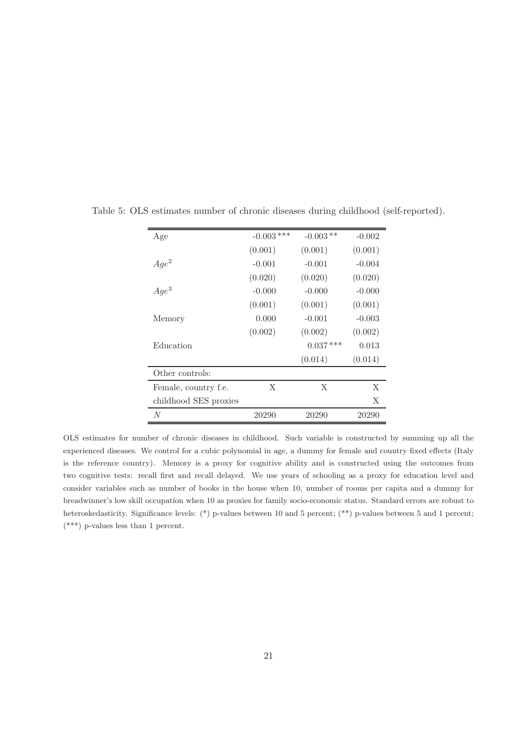Table 5: OLS estimates number of chronic diseases during childhood (self-reported).

| | | | |
|---|---|---|---|
| Age | -0.003*** | -0.003** | -0.002 |
| | (0.001) | (0.001) | (0.001) |
| $Age^2$ | -0.001 | -0.001 | -0.004 |
| | (0.020) | (0.020) | (0.020) |
| $Age^3$ | -0.000 | -0.000 | -0.000 |
| | (0.001) | (0.001) | (0.001) |
| Memory | 0.000 | -0.001 | -0.003 |
| | (0.002) | (0.002) | (0.002) |
| Education | | 0.037*** | 0.013 |
| | | (0.014) | (0.014) |
| Other controls: | | | |
| Female, country f.e. | X | X | X |
| childhood SES proxies | | | X |
| $N$ | 20290 | 20290 | 20290 |

OLS estimates for number of chronic diseases in childhood. Such variable is constructed by summing up all the experienced diseases. We control for a cubic polynomial in age, a dummy for female and country fixed effects (Italy is the reference country). Memory is a proxy for cognitive ability and is constructed using the outcomes from two cognitive tests: recall first and recall delayed. We use years of schooling as a proxy for education level and consider variables such as number of books in the house when 10, number of rooms per capita and a dummy for breadwinner's low skill occupation when 10 as proxies for family socio-economic status. Standard errors are robust to heteroskedasticity. Significance levels: (*) p-values between 10 and 5 percent; (**) p-values between 5 and 1 percent; (***) p-values less than 1 percent.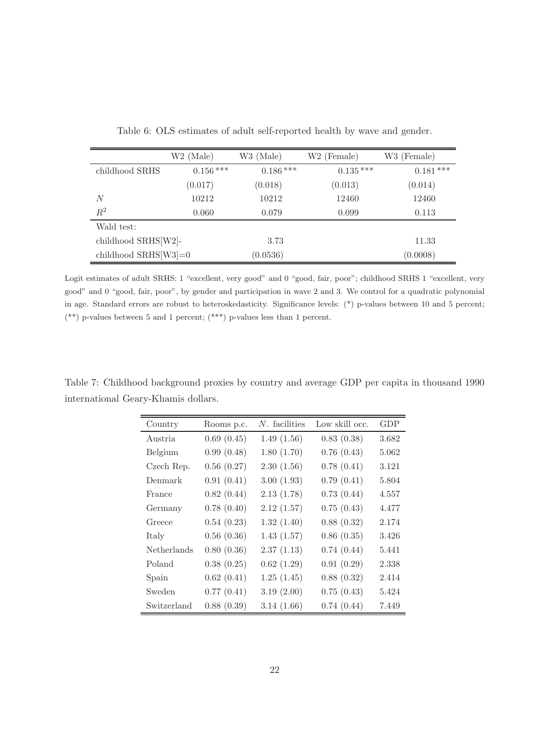Table 6: OLS estimates of adult self-reported health by wave and gender.

| | W2 (Male) | W3 (Male) | W2 (Female) | W3 (Female) |
|---|---|---|---|---|
| childhood SRHS | 0.156*** | 0.186*** | 0.135*** | 0.181*** |
| | (0.017) | (0.018) | (0.013) | (0.014) |
| $N$ | 10212 | 10212 | 12460 | 12460 |
| $R^2$ | 0.060 | 0.079 | 0.099 | 0.113 |
| Wald test: | | | | |
| childhood SRHS[W2]- | | 3.73 | | 11.33 |
| childhood SRHS[W3]=0 | | (0.0536) | | (0.0008) |

Logit estimates of adult SRHS: 1 "excellent, very good" and 0 "good, fair, poor"; childhood SRHS 1 "excellent, very good" and 0 "good, fair, poor", by gender and participation in wave 2 and 3. We control for a quadratic polynomial in age. Standard errors are robust to heteroskedasticity. Significance levels: (*) p-values between 10 and 5 percent; (**) p-values between 5 and 1 percent; (***) p-values less than 1 percent.

Table 7: Childhood background proxies by country and average GDP per capita in thousand 1990 international Geary-Khamis dollars.

| Country | Rooms p.c. | *N.* facilities | Low skill occ. | GDP |
|---|---|---|---|---|
| Austria | 0.69 (0.45) | 1.49 (1.56) | 0.83 (0.38) | 3.682 |
| Belgium | 0.99 (0.48) | 1.80 (1.70) | 0.76 (0.43) | 5.062 |
| Czech Rep. | 0.56 (0.27) | 2.30 (1.56) | 0.78 (0.41) | 3.121 |
| Denmark | 0.91 (0.41) | 3.00 (1.93) | 0.79 (0.41) | 5.804 |
| France | 0.82 (0.44) | 2.13 (1.78) | 0.73 (0.44) | 4.557 |
| Germany | 0.78 (0.40) | 2.12 (1.57) | 0.75 (0.43) | 4.477 |
| Greece | 0.54 (0.23) | 1.32 (1.40) | 0.88 (0.32) | 2.174 |
| Italy | 0.56 (0.36) | 1.43 (1.57) | 0.86 (0.35) | 3.426 |
| Netherlands | 0.80 (0.36) | 2.37 (1.13) | 0.74 (0.44) | 5.441 |
| Poland | 0.38 (0.25) | 0.62 (1.29) | 0.91 (0.29) | 2.338 |
| Spain | 0.62 (0.41) | 1.25 (1.45) | 0.88 (0.32) | 2.414 |
| Sweden | 0.77 (0.41) | 3.19 (2.00) | 0.75 (0.43) | 5.424 |
| Switzerland | 0.88 (0.39) | 3.14 (1.66) | 0.74 (0.44) | 7.449 |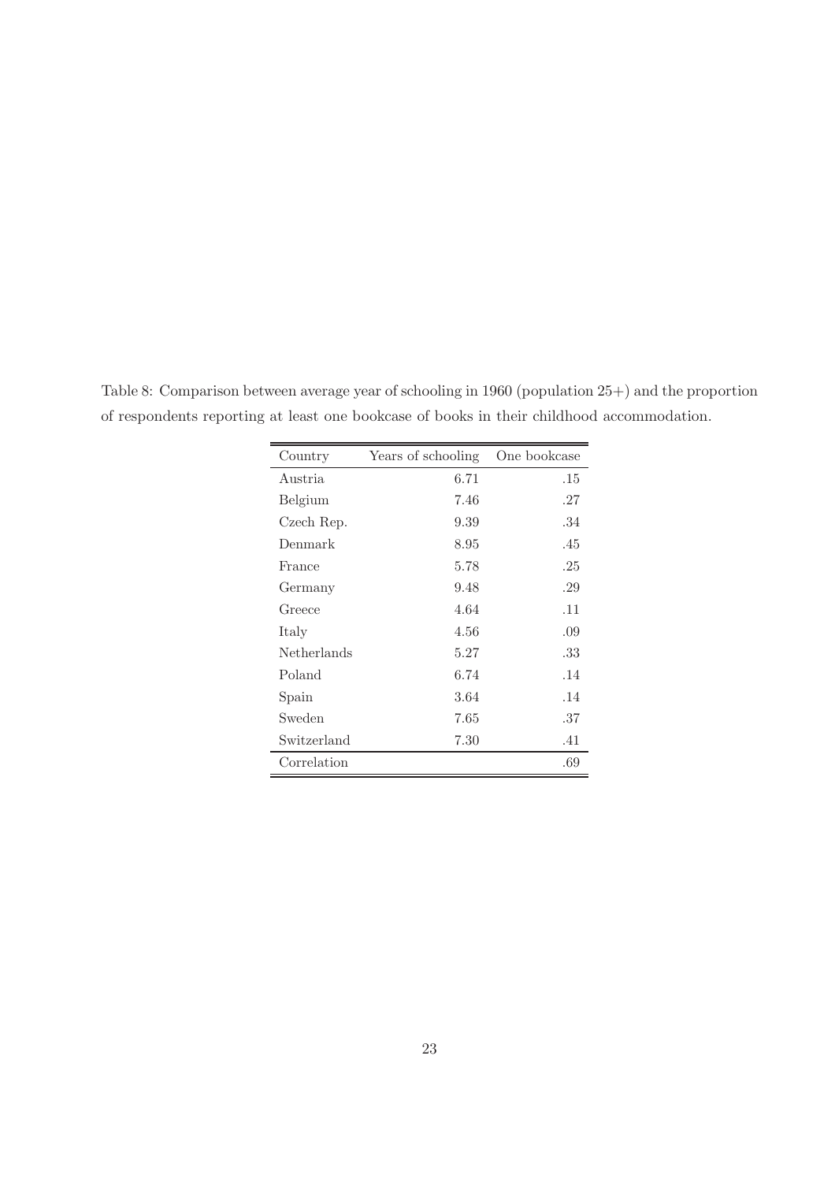Table 8: Comparison between average year of schooling in 1960 (population 25+) and the proportion of respondents reporting at least one bookcase of books in their childhood accommodation.

| Country | Years of schooling | One bookcase |
|---|---|---|
| Austria | 6.71 | .15 |
| Belgium | 7.46 | .27 |
| Czech Rep. | 9.39 | .34 |
| Denmark | 8.95 | .45 |
| France | 5.78 | .25 |
| Germany | 9.48 | .29 |
| Greece | 4.64 | .11 |
| Italy | 4.56 | .09 |
| Netherlands | 5.27 | .33 |
| Poland | 6.74 | .14 |
| Spain | 3.64 | .14 |
| Sweden | 7.65 | .37 |
| Switzerland | 7.30 | .41 |
| Correlation | | .69 |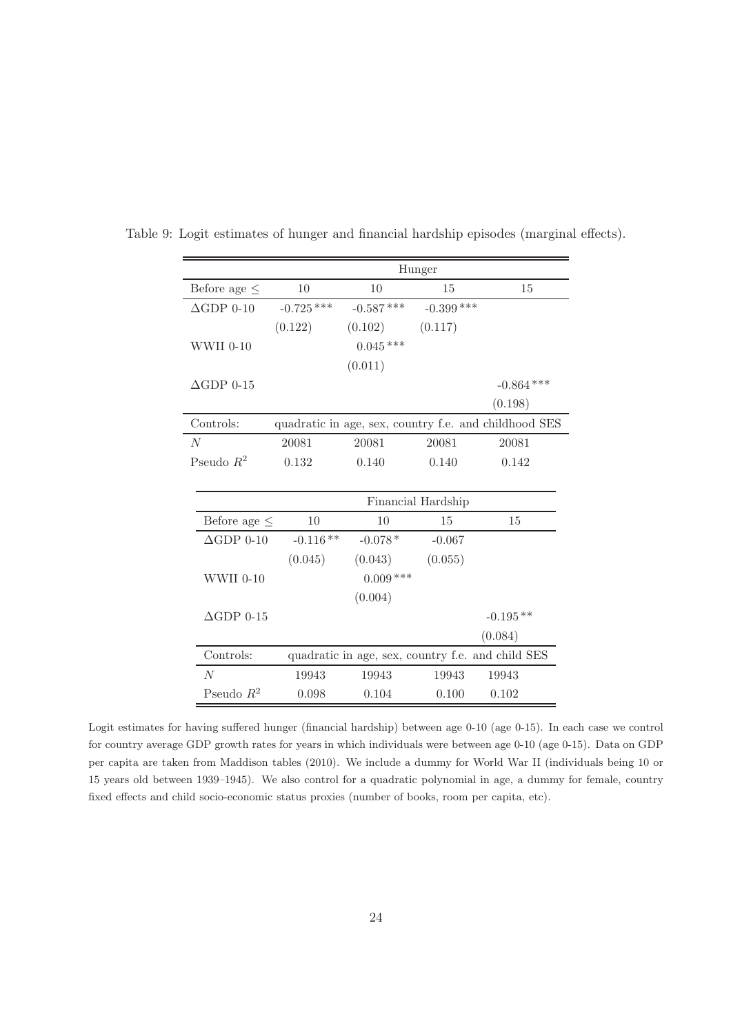Table 9: Logit estimates of hunger and financial hardship episodes (marginal effects).

| | Hunger | | | |
|---|---|---|---|---|
| Before age ≤ | 10 | 10 | 15 | 15 |
| ΔGDP 0-10 | -0.725 *** | -0.587 *** | -0.399 *** | |
| | (0.122) | (0.102) | (0.117) | |
| WWII 0-10 | | 0.045 *** | | |
| | | (0.011) | | |
| ΔGDP 0-15 | | | | -0.864 *** |
| | | | | (0.198) |
| Controls: | quadratic in age, sex, country f.e. and childhood SES | | | |
| $N$ | 20081 | 20081 | 20081 | 20081 |
| Pseudo $R^2$ | 0.132 | 0.140 | 0.140 | 0.142 |

| | Financial Hardship | | | |
|---|---|---|---|---|
| Before age ≤ | 10 | 10 | 15 | 15 |
| ΔGDP 0-10 | -0.116 ** | -0.078 * | -0.067 | |
| | (0.045) | (0.043) | (0.055) | |
| WWII 0-10 | | 0.009 *** | | |
| | | (0.004) | | |
| ΔGDP 0-15 | | | | -0.195 ** |
| | | | | (0.084) |
| Controls: | quadratic in age, sex, country f.e. and child SES | | | |
| $N$ | 19943 | 19943 | 19943 | 19943 |
| Pseudo $R^2$ | 0.098 | 0.104 | 0.100 | 0.102 |

Logit estimates for having suffered hunger (financial hardship) between age 0-10 (age 0-15). In each case we control for country average GDP growth rates for years in which individuals were between age 0-10 (age 0-15). Data on GDP per capita are taken from Maddison tables (2010). We include a dummy for World War II (individuals being 10 or 15 years old between 1939–1945). We also control for a quadratic polynomial in age, a dummy for female, country fixed effects and child socio-economic status proxies (number of books, room per capita, etc).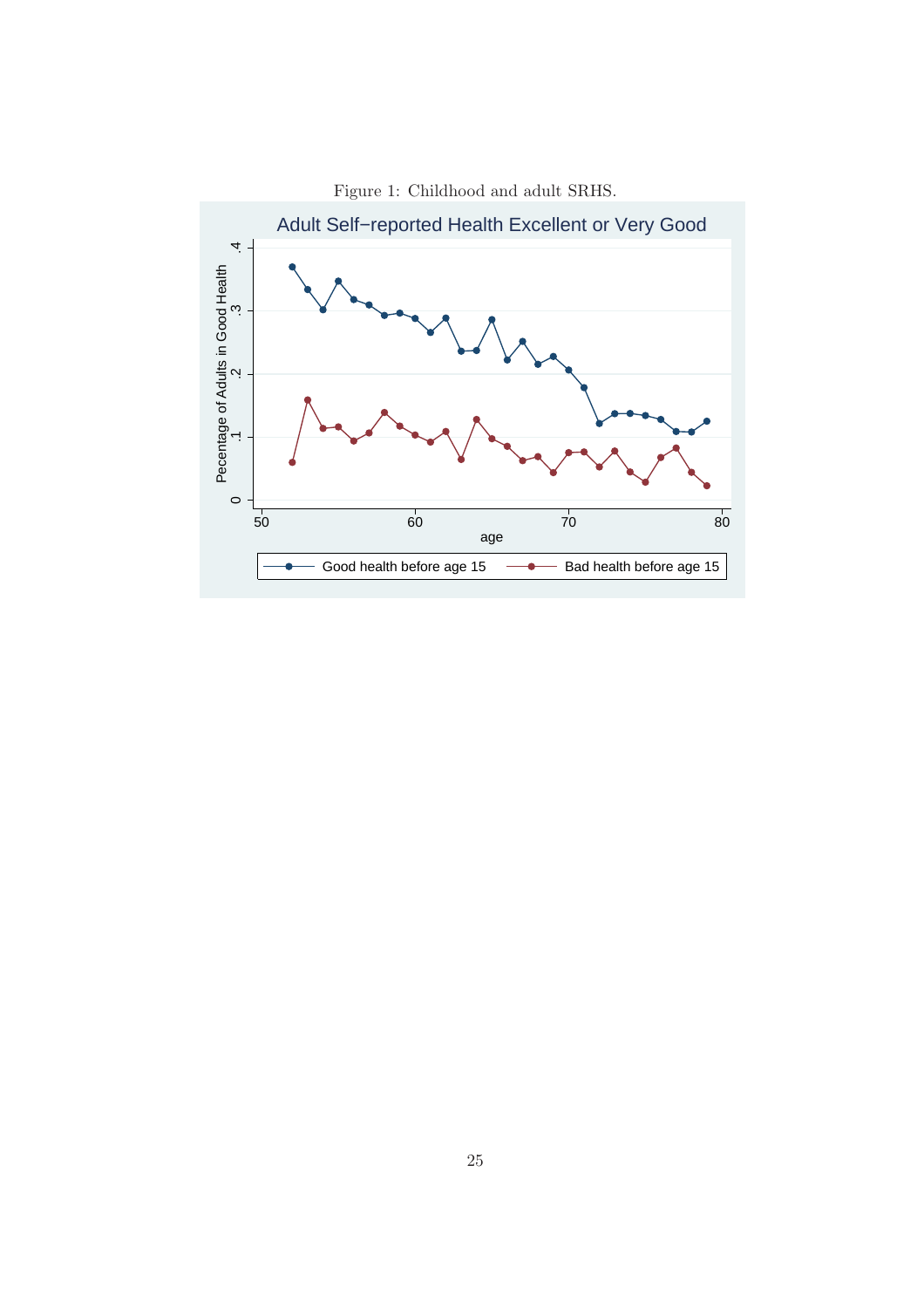Figure 1: Childhood and adult SRHS.

Adult Self−reported Health Excellent or Very Good

Pecentage of Adults in Good Health

age

Good health before age 15

Bad health before age 15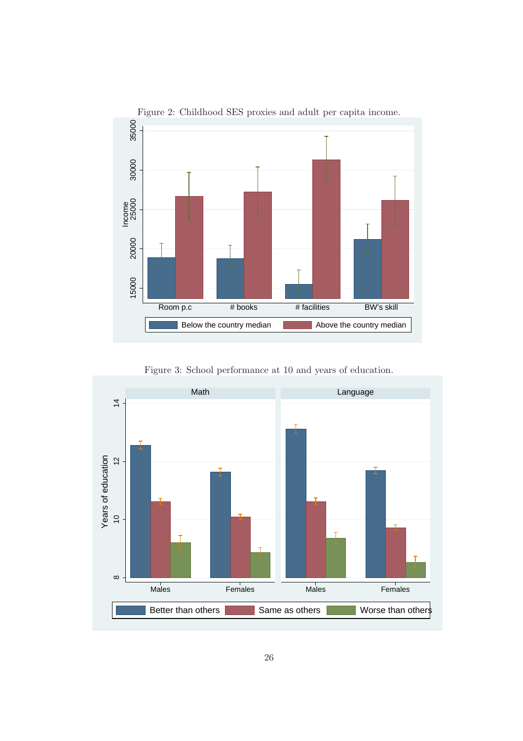Figure 2: Childhood SES proxies and adult per capita income.

Figure 3: School performance at 10 and years of education.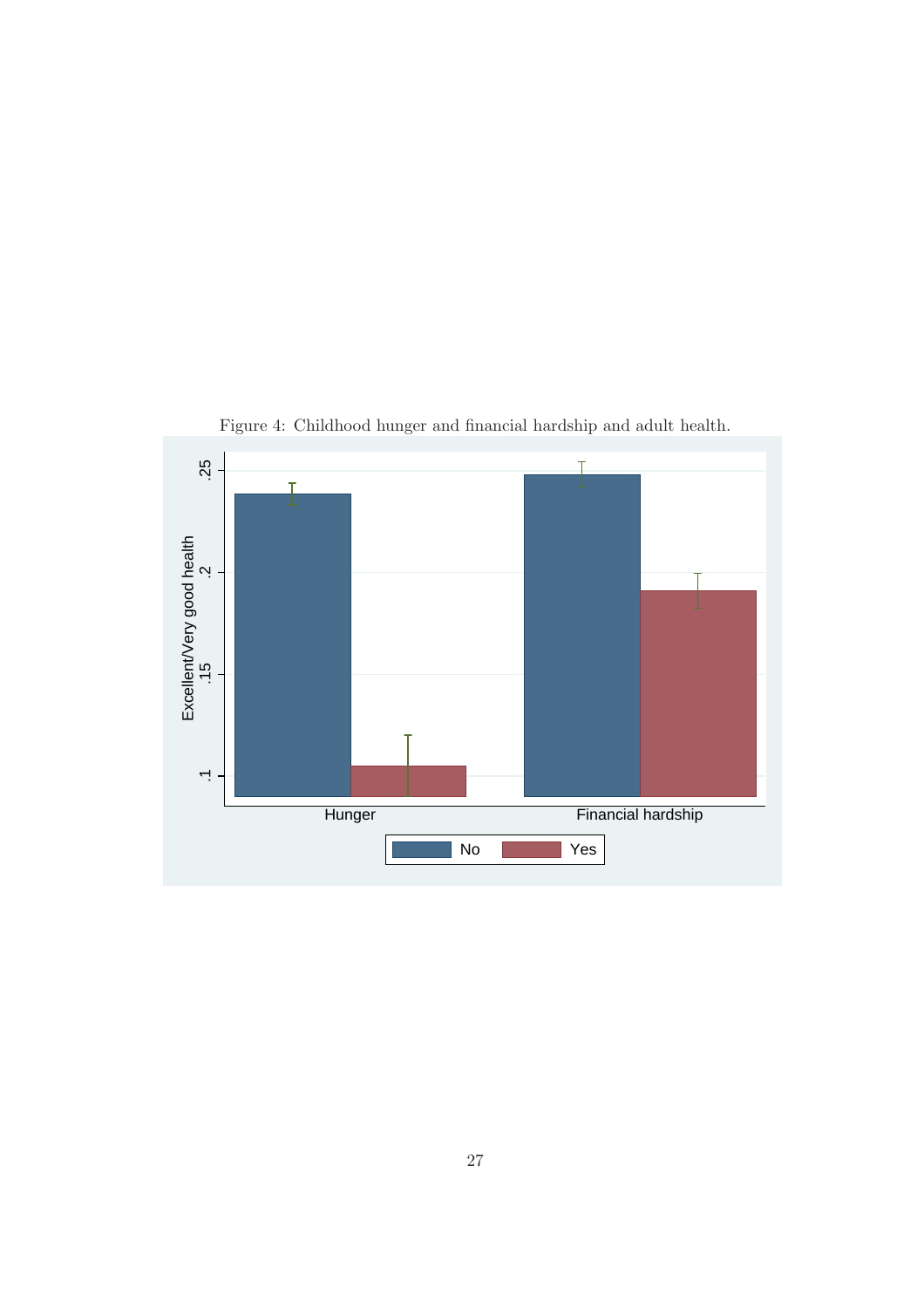Figure 4: Childhood hunger and financial hardship and adult health.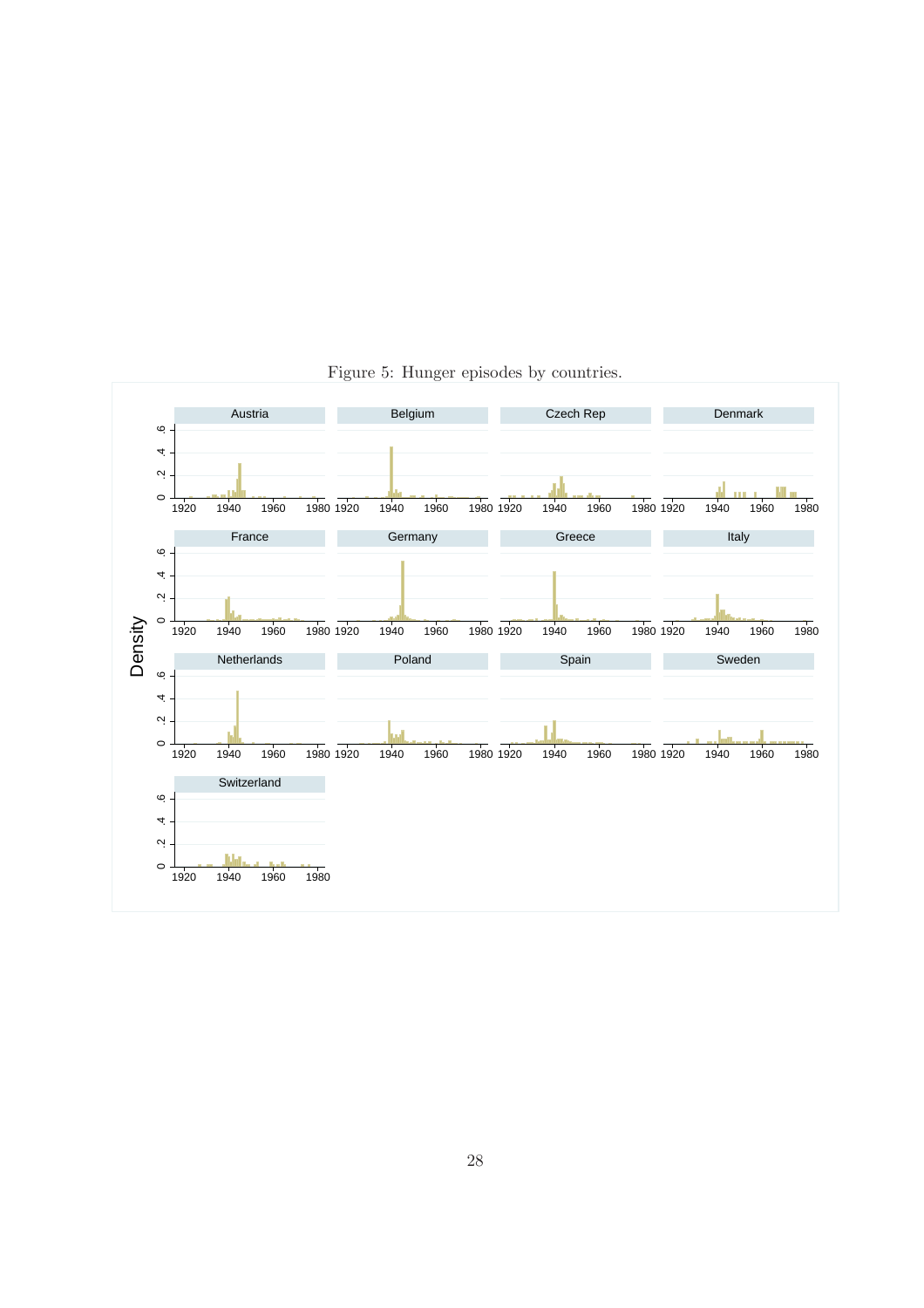Figure 5: Hunger episodes by countries.

Density

Austria

Belgium

Czech Rep

Denmark

France

Germany

Greece

Italy

Netherlands

Poland

Spain

Sweden

Switzerland

0 .2 .4 .6

1920 1940 1960 1980